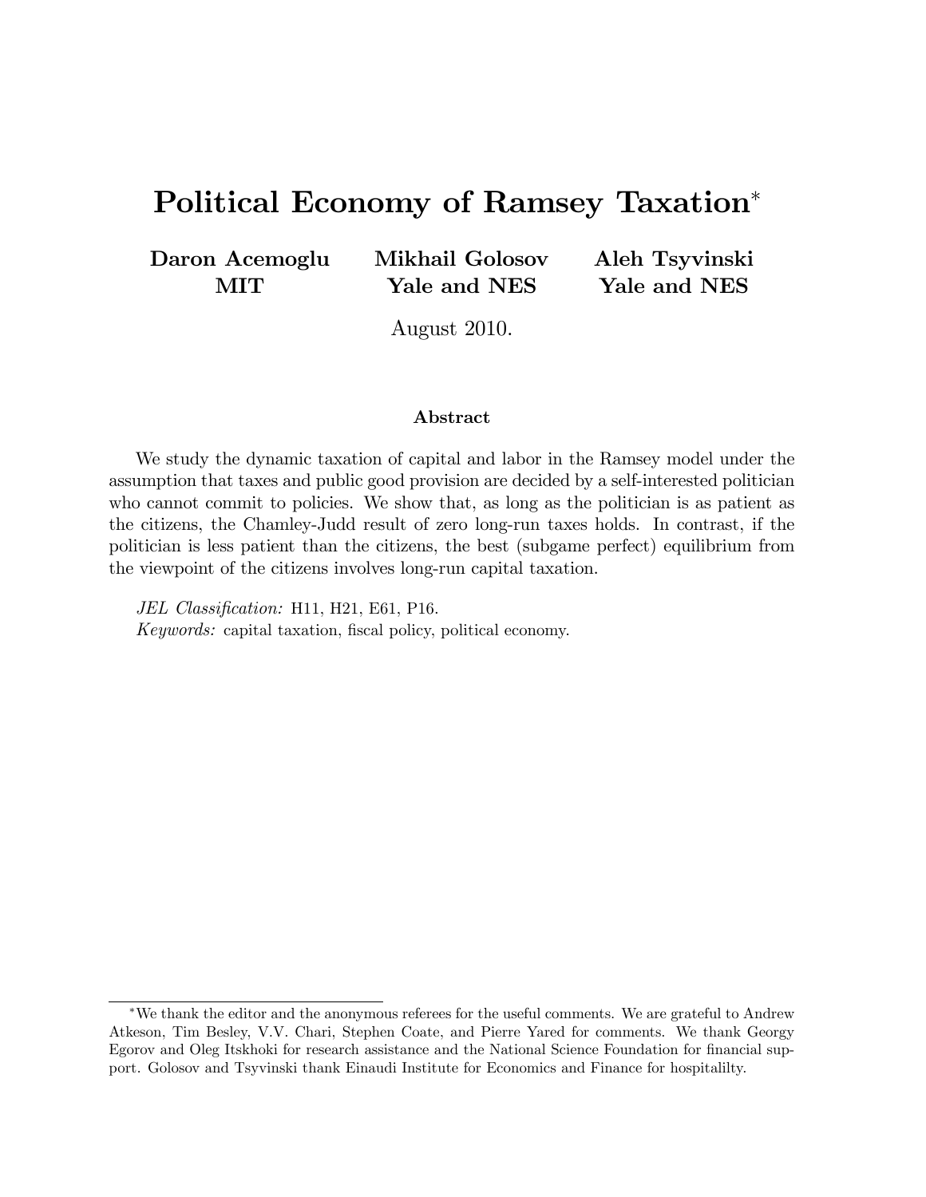# Political Economy of Ramsey Taxation*

**Daron Acemoglu**
**MIT**

**Mikhail Golosov**
**Yale and NES**

**Aleh Tsyvinski**
**Yale and NES**

August 2010.

### Abstract

We study the dynamic taxation of capital and labor in the Ramsey model under the assumption that taxes and public good provision are decided by a self-interested politician who cannot commit to policies. We show that, as long as the politician is as patient as the citizens, the Chamley-Judd result of zero long-run taxes holds. In contrast, if the politician is less patient than the citizens, the best (subgame perfect) equilibrium from the viewpoint of the citizens involves long-run capital taxation.

*JEL Classification:* H11, H21, E61, P16.
*Keywords:* capital taxation, fiscal policy, political economy.

---

*We thank the editor and the anonymous referees for the useful comments. We are grateful to Andrew Atkeson, Tim Besley, V.V. Chari, Stephen Coate, and Pierre Yared for comments. We thank Georgy Egorov and Oleg Itskhoki for research assistance and the National Science Foundation for financial support. Golosov and Tsyvinski thank Einaudi Institute for Economics and Finance for hospitalilty.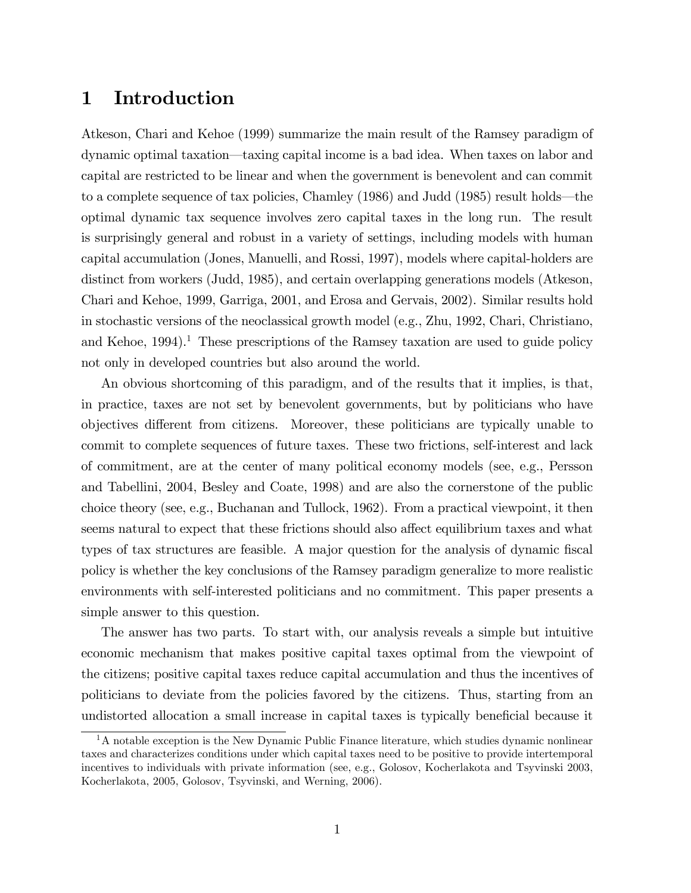# 1 Introduction

Atkeson, Chari and Kehoe (1999) summarize the main result of the Ramsey paradigm of dynamic optimal taxation—taxing capital income is a bad idea. When taxes on labor and capital are restricted to be linear and when the government is benevolent and can commit to a complete sequence of tax policies, Chamley (1986) and Judd (1985) result holds—the optimal dynamic tax sequence involves zero capital taxes in the long run. The result is surprisingly general and robust in a variety of settings, including models with human capital accumulation (Jones, Manuelli, and Rossi, 1997), models where capital-holders are distinct from workers (Judd, 1985), and certain overlapping generations models (Atkeson, Chari and Kehoe, 1999, Garriga, 2001, and Erosa and Gervais, 2002). Similar results hold in stochastic versions of the neoclassical growth model (e.g., Zhu, 1992, Chari, Christiano, and Kehoe, 1994).[1] These prescriptions of the Ramsey taxation are used to guide policy not only in developed countries but also around the world.

An obvious shortcoming of this paradigm, and of the results that it implies, is that, in practice, taxes are not set by benevolent governments, but by politicians who have objectives different from citizens. Moreover, these politicians are typically unable to commit to complete sequences of future taxes. These two frictions, self-interest and lack of commitment, are at the center of many political economy models (see, e.g., Persson and Tabellini, 2004, Besley and Coate, 1998) and are also the cornerstone of the public choice theory (see, e.g., Buchanan and Tullock, 1962). From a practical viewpoint, it then seems natural to expect that these frictions should also affect equilibrium taxes and what types of tax structures are feasible. A major question for the analysis of dynamic fiscal policy is whether the key conclusions of the Ramsey paradigm generalize to more realistic environments with self-interested politicians and no commitment. This paper presents a simple answer to this question.

The answer has two parts. To start with, our analysis reveals a simple but intuitive economic mechanism that makes positive capital taxes optimal from the viewpoint of the citizens; positive capital taxes reduce capital accumulation and thus the incentives of politicians to deviate from the policies favored by the citizens. Thus, starting from an undistorted allocation a small increase in capital taxes is typically beneficial because it

[1] A notable exception is the New Dynamic Public Finance literature, which studies dynamic nonlinear taxes and characterizes conditions under which capital taxes need to be positive to provide intertemporal incentives to individuals with private information (see, e.g., Golosov, Kocherlakota and Tsyvinski 2003, Kocherlakota, 2005, Golosov, Tsyvinski, and Werning, 2006).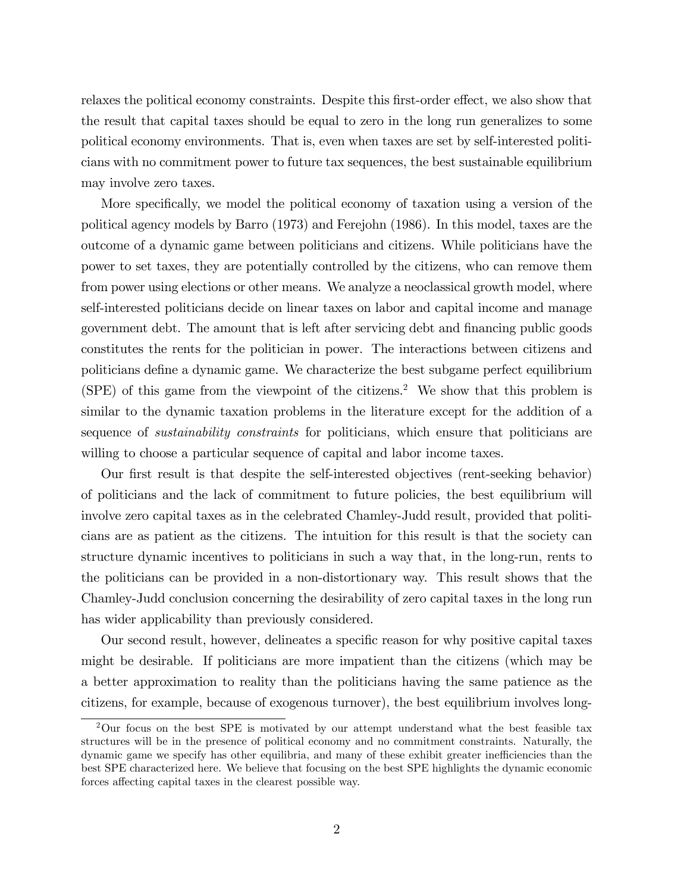relaxes the political economy constraints. Despite this first-order effect, we also show that the result that capital taxes should be equal to zero in the long run generalizes to some political economy environments. That is, even when taxes are set by self-interested politicians with no commitment power to future tax sequences, the best sustainable equilibrium may involve zero taxes.

More specifically, we model the political economy of taxation using a version of the political agency models by Barro (1973) and Ferejohn (1986). In this model, taxes are the outcome of a dynamic game between politicians and citizens. While politicians have the power to set taxes, they are potentially controlled by the citizens, who can remove them from power using elections or other means. We analyze a neoclassical growth model, where self-interested politicians decide on linear taxes on labor and capital income and manage government debt. The amount that is left after servicing debt and financing public goods constitutes the rents for the politician in power. The interactions between citizens and politicians define a dynamic game. We characterize the best subgame perfect equilibrium (SPE) of this game from the viewpoint of the citizens.[2] We show that this problem is similar to the dynamic taxation problems in the literature except for the addition of a sequence of *sustainability constraints* for politicians, which ensure that politicians are willing to choose a particular sequence of capital and labor income taxes.

Our first result is that despite the self-interested objectives (rent-seeking behavior) of politicians and the lack of commitment to future policies, the best equilibrium will involve zero capital taxes as in the celebrated Chamley-Judd result, provided that politicians are as patient as the citizens. The intuition for this result is that the society can structure dynamic incentives to politicians in such a way that, in the long-run, rents to the politicians can be provided in a non-distortionary way. This result shows that the Chamley-Judd conclusion concerning the desirability of zero capital taxes in the long run has wider applicability than previously considered.

Our second result, however, delineates a specific reason for why positive capital taxes might be desirable. If politicians are more impatient than the citizens (which may be a better approximation to reality than the politicians having the same patience as the citizens, for example, because of exogenous turnover), the best equilibrium involves long-

[2] Our focus on the best SPE is motivated by our attempt understand what the best feasible tax structures will be in the presence of political economy and no commitment constraints. Naturally, the dynamic game we specify has other equilibria, and many of these exhibit greater inefficiencies than the best SPE characterized here. We believe that focusing on the best SPE highlights the dynamic economic forces affecting capital taxes in the clearest possible way.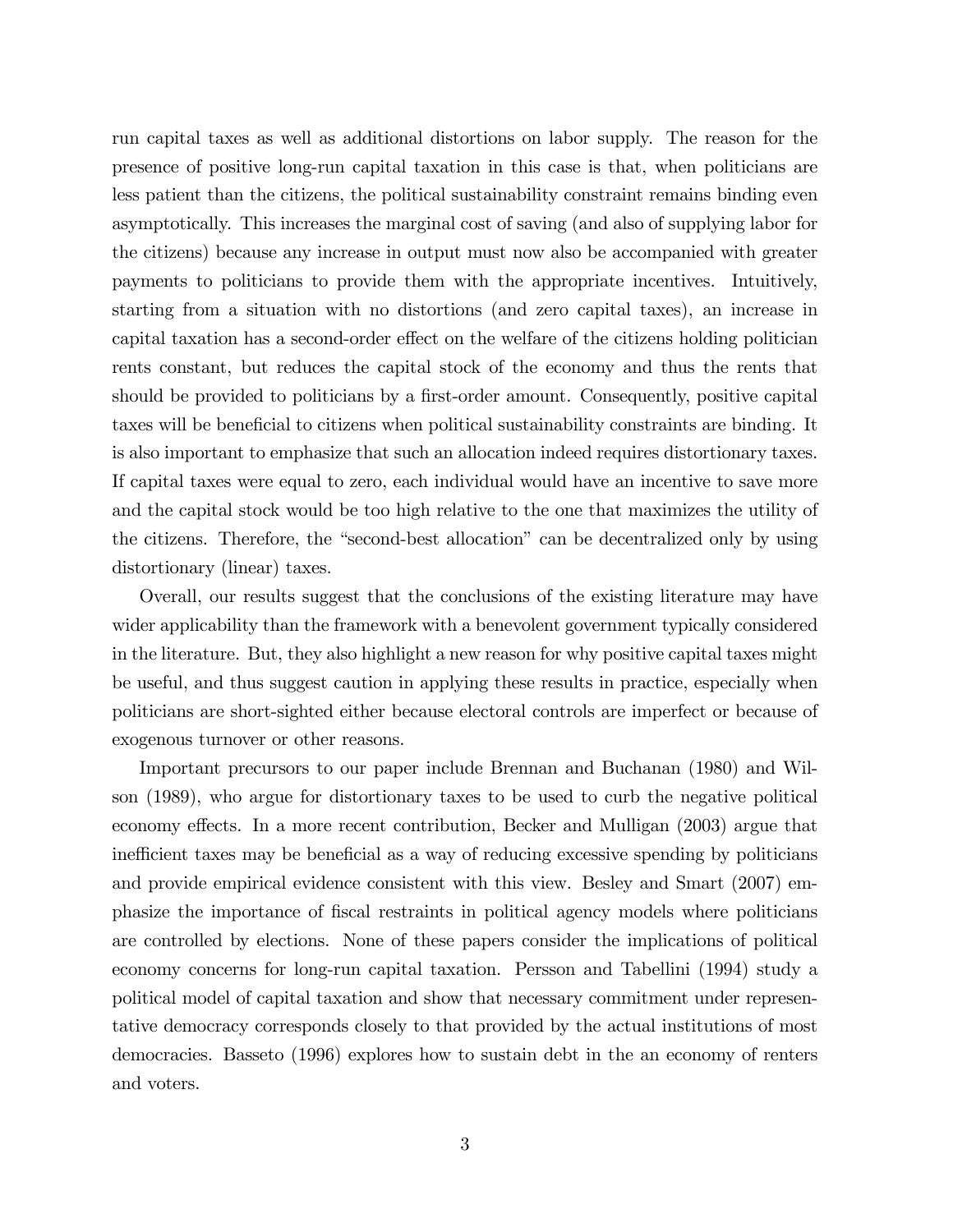run capital taxes as well as additional distortions on labor supply. The reason for the presence of positive long-run capital taxation in this case is that, when politicians are less patient than the citizens, the political sustainability constraint remains binding even asymptotically. This increases the marginal cost of saving (and also of supplying labor for the citizens) because any increase in output must now also be accompanied with greater payments to politicians to provide them with the appropriate incentives. Intuitively, starting from a situation with no distortions (and zero capital taxes), an increase in capital taxation has a second-order effect on the welfare of the citizens holding politician rents constant, but reduces the capital stock of the economy and thus the rents that should be provided to politicians by a first-order amount. Consequently, positive capital taxes will be beneficial to citizens when political sustainability constraints are binding. It is also important to emphasize that such an allocation indeed requires distortionary taxes. If capital taxes were equal to zero, each individual would have an incentive to save more and the capital stock would be too high relative to the one that maximizes the utility of the citizens. Therefore, the "second-best allocation" can be decentralized only by using distortionary (linear) taxes.

Overall, our results suggest that the conclusions of the existing literature may have wider applicability than the framework with a benevolent government typically considered in the literature. But, they also highlight a new reason for why positive capital taxes might be useful, and thus suggest caution in applying these results in practice, especially when politicians are short-sighted either because electoral controls are imperfect or because of exogenous turnover or other reasons.

Important precursors to our paper include Brennan and Buchanan (1980) and Wilson (1989), who argue for distortionary taxes to be used to curb the negative political economy effects. In a more recent contribution, Becker and Mulligan (2003) argue that inefficient taxes may be beneficial as a way of reducing excessive spending by politicians and provide empirical evidence consistent with this view. Besley and Smart (2007) emphasize the importance of fiscal restraints in political agency models where politicians are controlled by elections. None of these papers consider the implications of political economy concerns for long-run capital taxation. Persson and Tabellini (1994) study a political model of capital taxation and show that necessary commitment under representative democracy corresponds closely to that provided by the actual institutions of most democracies. Basseto (1996) explores how to sustain debt in the an economy of renters and voters.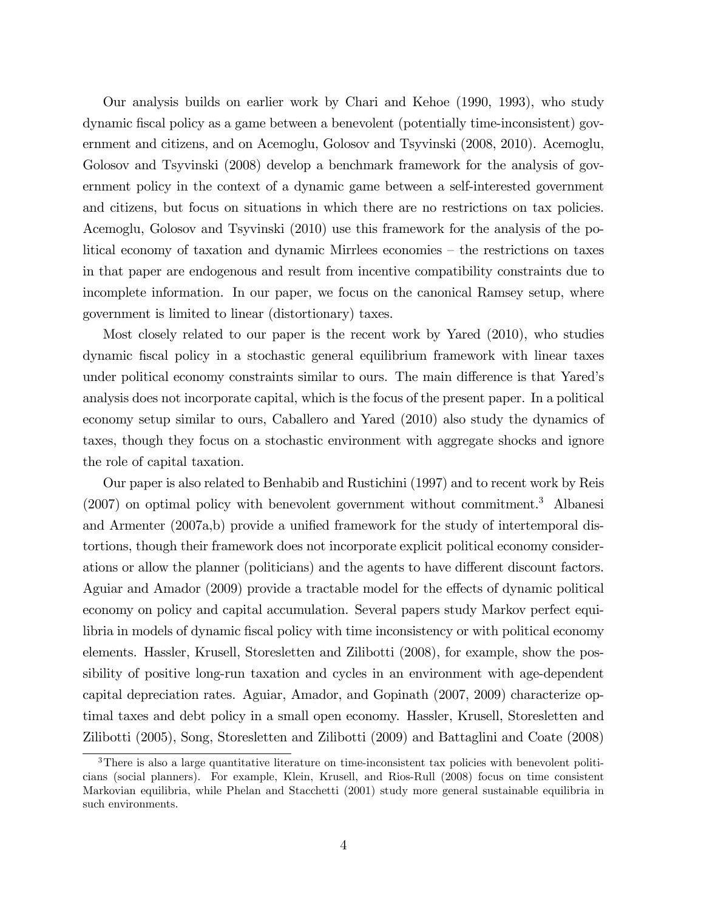Our analysis builds on earlier work by Chari and Kehoe (1990, 1993), who study dynamic fiscal policy as a game between a benevolent (potentially time-inconsistent) government and citizens, and on Acemoglu, Golosov and Tsyvinski (2008, 2010). Acemoglu, Golosov and Tsyvinski (2008) develop a benchmark framework for the analysis of government policy in the context of a dynamic game between a self-interested government and citizens, but focus on situations in which there are no restrictions on tax policies. Acemoglu, Golosov and Tsyvinski (2010) use this framework for the analysis of the political economy of taxation and dynamic Mirrlees economies – the restrictions on taxes in that paper are endogenous and result from incentive compatibility constraints due to incomplete information. In our paper, we focus on the canonical Ramsey setup, where government is limited to linear (distortionary) taxes.

Most closely related to our paper is the recent work by Yared (2010), who studies dynamic fiscal policy in a stochastic general equilibrium framework with linear taxes under political economy constraints similar to ours. The main difference is that Yared's analysis does not incorporate capital, which is the focus of the present paper. In a political economy setup similar to ours, Caballero and Yared (2010) also study the dynamics of taxes, though they focus on a stochastic environment with aggregate shocks and ignore the role of capital taxation.

Our paper is also related to Benhabib and Rustichini (1997) and to recent work by Reis (2007) on optimal policy with benevolent government without commitment.[3] Albanesi and Armenter (2007a,b) provide a unified framework for the study of intertemporal distortions, though their framework does not incorporate explicit political economy considerations or allow the planner (politicians) and the agents to have different discount factors. Aguiar and Amador (2009) provide a tractable model for the effects of dynamic political economy on policy and capital accumulation. Several papers study Markov perfect equilibria in models of dynamic fiscal policy with time inconsistency or with political economy elements. Hassler, Krusell, Storesletten and Zilibotti (2008), for example, show the possibility of positive long-run taxation and cycles in an environment with age-dependent capital depreciation rates. Aguiar, Amador, and Gopinath (2007, 2009) characterize optimal taxes and debt policy in a small open economy. Hassler, Krusell, Storesletten and Zilibotti (2005), Song, Storesletten and Zilibotti (2009) and Battaglini and Coate (2008)

[3] There is also a large quantitative literature on time-inconsistent tax policies with benevolent politicians (social planners). For example, Klein, Krusell, and Rios-Rull (2008) focus on time consistent Markovian equilibria, while Phelan and Stacchetti (2001) study more general sustainable equilibria in such environments.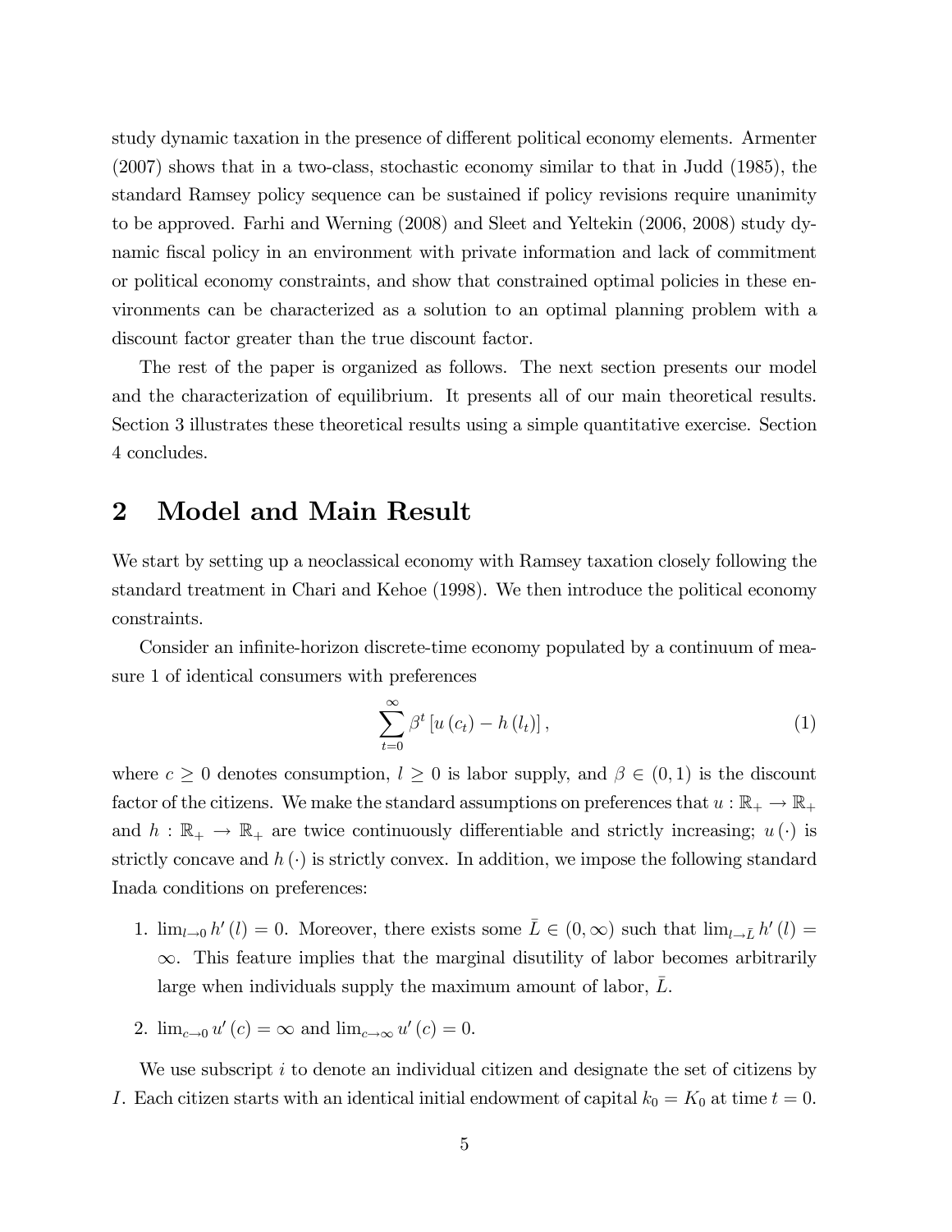study dynamic taxation in the presence of different political economy elements. Armenter (2007) shows that in a two-class, stochastic economy similar to that in Judd (1985), the standard Ramsey policy sequence can be sustained if policy revisions require unanimity to be approved. Farhi and Werning (2008) and Sleet and Yeltekin (2006, 2008) study dynamic fiscal policy in an environment with private information and lack of commitment or political economy constraints, and show that constrained optimal policies in these environments can be characterized as a solution to an optimal planning problem with a discount factor greater than the true discount factor.

The rest of the paper is organized as follows. The next section presents our model and the characterization of equilibrium. It presents all of our main theoretical results. Section 3 illustrates these theoretical results using a simple quantitative exercise. Section 4 concludes.

# 2 Model and Main Result

We start by setting up a neoclassical economy with Ramsey taxation closely following the standard treatment in Chari and Kehoe (1998). We then introduce the political economy constraints.

Consider an infinite-horizon discrete-time economy populated by a continuum of measure 1 of identical consumers with preferences

$$\sum_{t=0}^{\infty} \beta^t \left[ u\left(c_t\right) - h\left(l_t\right) \right], \tag{1}$$

where $c \geq 0$ denotes consumption, $l \geq 0$ is labor supply, and $\beta \in (0,1)$ is the discount factor of the citizens. We make the standard assumptions on preferences that $u : \mathbb{R}_+ \rightarrow \mathbb{R}_+$ and $h : \mathbb{R}_+ \rightarrow \mathbb{R}_+$ are twice continuously differentiable and strictly increasing; $u(\cdot)$ is strictly concave and $h(\cdot)$ is strictly convex. In addition, we impose the following standard Inada conditions on preferences:

1. $\lim_{l \to 0} h'(l) = 0$. Moreover, there exists some $\bar{L} \in (0, \infty)$ such that $\lim_{l \to \bar{L}} h'(l) = \infty$. This feature implies that the marginal disutility of labor becomes arbitrarily large when individuals supply the maximum amount of labor, $\bar{L}$.

2. $\lim_{c \to 0} u'(c) = \infty$ and $\lim_{c \to \infty} u'(c) = 0$.

We use subscript $i$ to denote an individual citizen and designate the set of citizens by $I$. Each citizen starts with an identical initial endowment of capital $k_0 = K_0$ at time $t = 0$.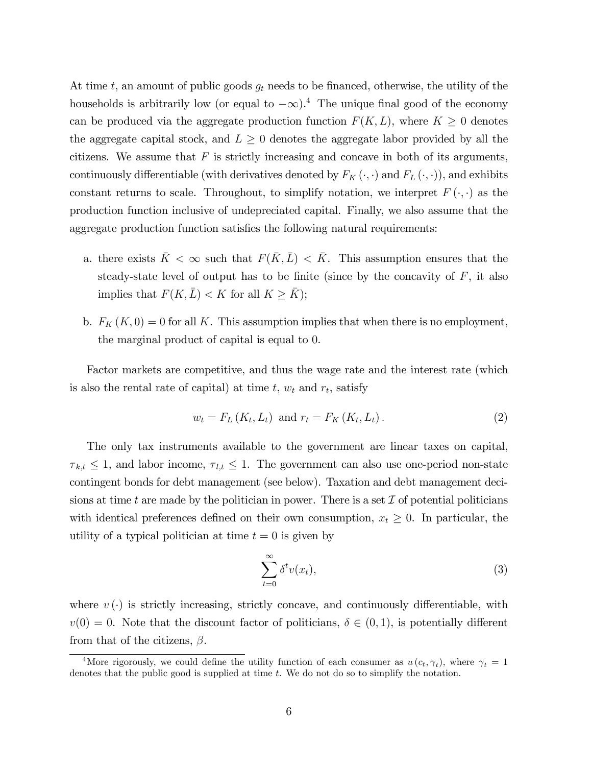At time $t$, an amount of public goods $g_t$ needs to be financed, otherwise, the utility of the households is arbitrarily low (or equal to $-\infty$).[4] The unique final good of the economy can be produced via the aggregate production function $F(K, L)$, where $K \geq 0$ denotes the aggregate capital stock, and $L \geq 0$ denotes the aggregate labor provided by all the citizens. We assume that $F$ is strictly increasing and concave in both of its arguments, continuously differentiable (with derivatives denoted by $F_K(\cdot, \cdot)$ and $F_L(\cdot, \cdot)$), and exhibits constant returns to scale. Throughout, to simplify notation, we interpret $F(\cdot, \cdot)$ as the production function inclusive of undepreciated capital. Finally, we also assume that the aggregate production function satisfies the following natural requirements:

a. there exists $\bar{K} < \infty$ such that $F(\bar{K}, \bar{L}) < \bar{K}$. This assumption ensures that the steady-state level of output has to be finite (since by the concavity of $F$, it also implies that $F(K, \bar{L}) < K$ for all $K \geq \bar{K}$);

b. $F_K(K, 0) = 0$ for all $K$. This assumption implies that when there is no employment, the marginal product of capital is equal to 0.

Factor markets are competitive, and thus the wage rate and the interest rate (which is also the rental rate of capital) at time $t$, $w_t$ and $r_t$, satisfy

$$w_t = F_L(K_t, L_t) \text{ and } r_t = F_K(K_t, L_t). \tag{2}$$

The only tax instruments available to the government are linear taxes on capital, $\tau_{k,t} \leq 1$, and labor income, $\tau_{l,t} \leq 1$. The government can also use one-period non-state contingent bonds for debt management (see below). Taxation and debt management decisions at time $t$ are made by the politician in power. There is a set $\mathcal{I}$ of potential politicians with identical preferences defined on their own consumption, $x_t \geq 0$. In particular, the utility of a typical politician at time $t = 0$ is given by

$$\sum_{t=0}^{\infty} \delta^t v(x_t), \tag{3}$$

where $v(\cdot)$ is strictly increasing, strictly concave, and continuously differentiable, with $v(0) = 0$. Note that the discount factor of politicians, $\delta \in (0, 1)$, is potentially different from that of the citizens, $\beta$.

[4] More rigorously, we could define the utility function of each consumer as $u(c_t, \gamma_t)$, where $\gamma_t = 1$ denotes that the public good is supplied at time $t$. We do not do so to simplify the notation.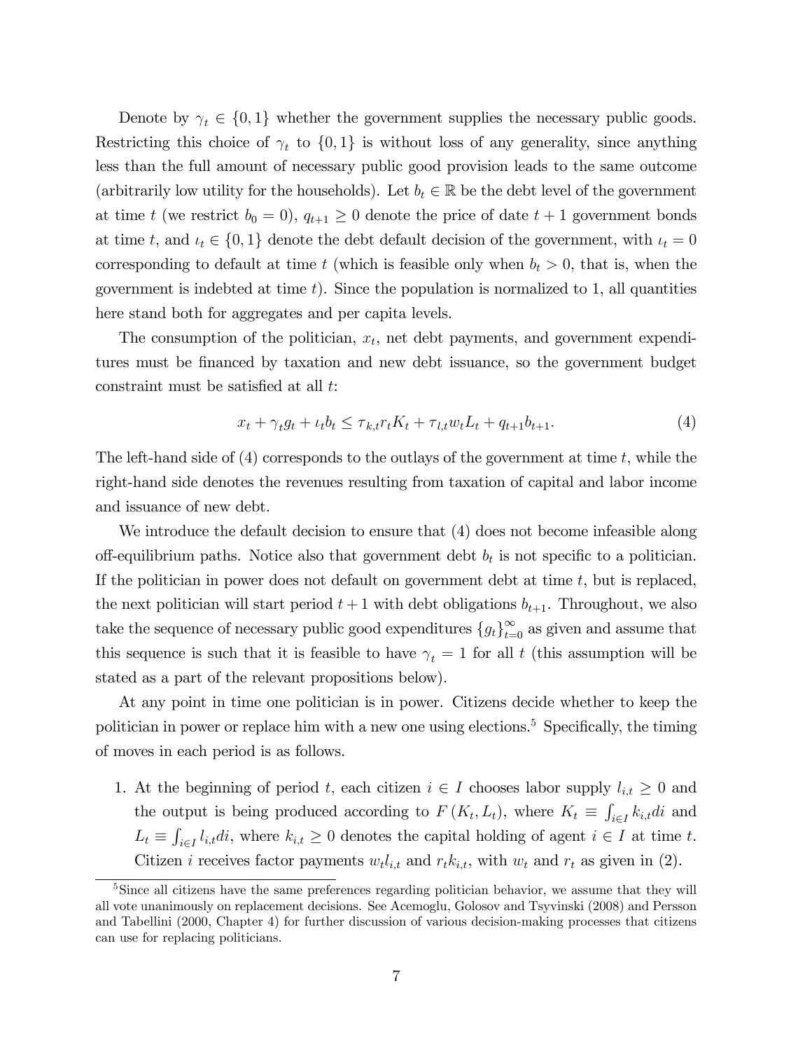Denote by $\gamma_t \in \{0, 1\}$ whether the government supplies the necessary public goods. Restricting this choice of $\gamma_t$ to $\{0, 1\}$ is without loss of any generality, since anything less than the full amount of necessary public good provision leads to the same outcome (arbitrarily low utility for the households). Let $b_t \in \mathbb{R}$ be the debt level of the government at time $t$ (we restrict $b_0 = 0$), $q_{t+1} \geq 0$ denote the price of date $t + 1$ government bonds at time $t$, and $\iota_t \in \{0, 1\}$ denote the debt default decision of the government, with $\iota_t = 0$ corresponding to default at time $t$ (which is feasible only when $b_t > 0$, that is, when the government is indebted at time $t$). Since the population is normalized to 1, all quantities here stand both for aggregates and per capita levels.

The consumption of the politician, $x_t$, net debt payments, and government expenditures must be financed by taxation and new debt issuance, so the government budget constraint must be satisfied at all $t$:

$$x_t + \gamma_t g_t + \iota_t b_t \leq \tau_{k,t} r_t K_t + \tau_{l,t} w_t L_t + q_{t+1} b_{t+1}. \tag{4}$$

The left-hand side of (4) corresponds to the outlays of the government at time $t$, while the right-hand side denotes the revenues resulting from taxation of capital and labor income and issuance of new debt.

We introduce the default decision to ensure that (4) does not become infeasible along off-equilibrium paths. Notice also that government debt $b_t$ is not specific to a politician. If the politician in power does not default on government debt at time $t$, but is replaced, the next politician will start period $t+1$ with debt obligations $b_{t+1}$. Throughout, we also take the sequence of necessary public good expenditures $\{g_t\}_{t=0}^{\infty}$ as given and assume that this sequence is such that it is feasible to have $\gamma_t = 1$ for all $t$ (this assumption will be stated as a part of the relevant propositions below).

At any point in time one politician is in power. Citizens decide whether to keep the politician in power or replace him with a new one using elections.[5] Specifically, the timing of moves in each period is as follows.

1. At the beginning of period $t$, each citizen $i \in I$ chooses labor supply $l_{i,t} \geq 0$ and the output is being produced according to $F(K_t, L_t)$, where $K_t \equiv \int_{i \in I} k_{i,t} di$ and $L_t \equiv \int_{i \in I} l_{i,t} di$, where $k_{i,t} \geq 0$ denotes the capital holding of agent $i \in I$ at time $t$. Citizen $i$ receives factor payments $w_t l_{i,t}$ and $r_t k_{i,t}$, with $w_t$ and $r_t$ as given in (2).

[5] Since all citizens have the same preferences regarding politician behavior, we assume that they will all vote unanimously on replacement decisions. See Acemoglu, Golosov and Tsyvinski (2008) and Persson and Tabellini (2000, Chapter 4) for further discussion of various decision-making processes that citizens can use for replacing politicians.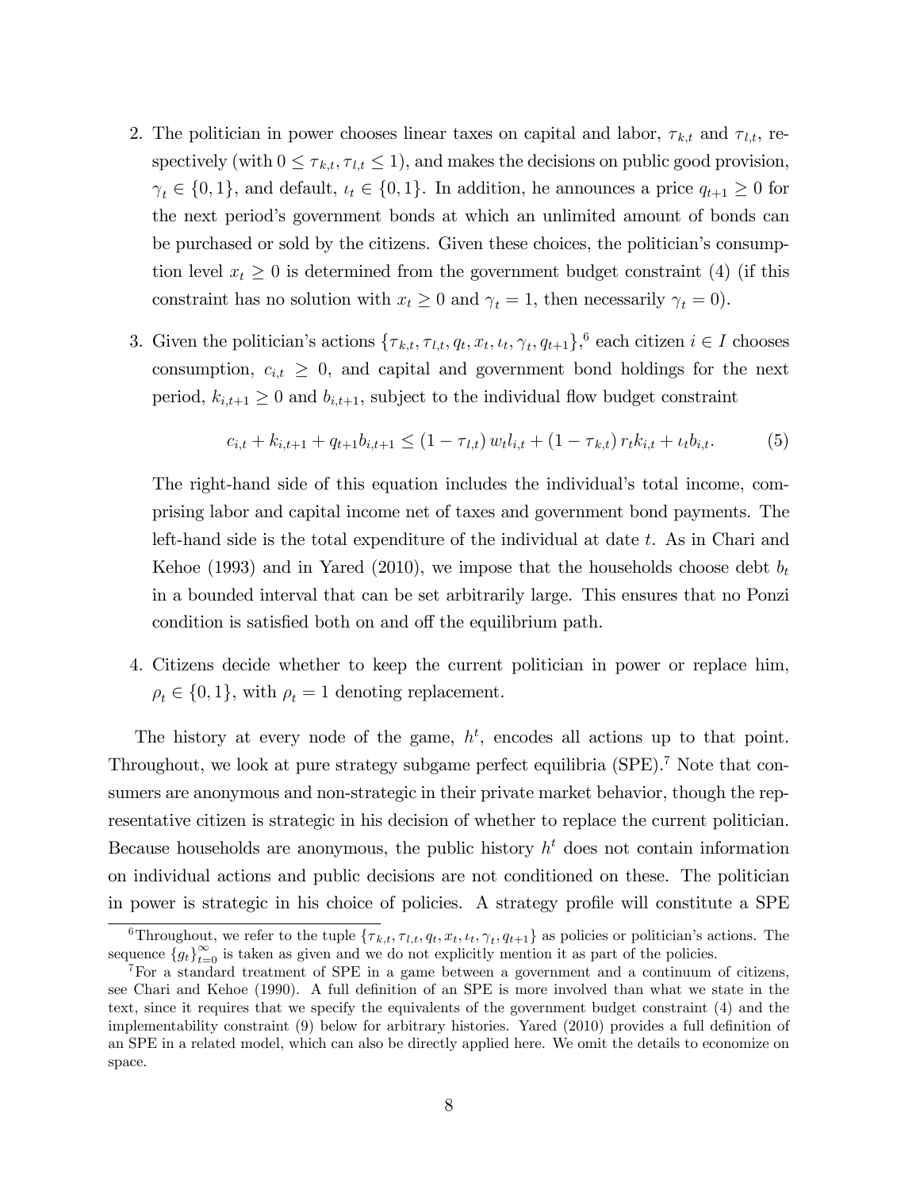2. The politician in power chooses linear taxes on capital and labor, $\tau_{k,t}$ and $\tau_{l,t}$, respectively (with $0 \leq \tau_{k,t}, \tau_{l,t} \leq 1$), and makes the decisions on public good provision, $\gamma_t \in \{0, 1\}$, and default, $\iota_t \in \{0, 1\}$. In addition, he announces a price $q_{t+1} \geq 0$ for the next period's government bonds at which an unlimited amount of bonds can be purchased or sold by the citizens. Given these choices, the politician's consumption level $x_t \geq 0$ is determined from the government budget constraint (4) (if this constraint has no solution with $x_t \geq 0$ and $\gamma_t = 1$, then necessarily $\gamma_t = 0$).

3. Given the politician's actions $\{\tau_{k,t}, \tau_{l,t}, q_t, x_t, \iota_t, \gamma_t, q_{t+1}\}$,[6] each citizen $i \in I$ chooses consumption, $c_{i,t} \geq 0$, and capital and government bond holdings for the next period, $k_{i,t+1} \geq 0$ and $b_{i,t+1}$, subject to the individual flow budget constraint

$$c_{i,t} + k_{i,t+1} + q_{t+1} b_{i,t+1} \leq (1 - \tau_{l,t}) w_t l_{i,t} + (1 - \tau_{k,t}) r_t k_{i,t} + \iota_t b_{i,t}. \tag{5}$$

The right-hand side of this equation includes the individual's total income, comprising labor and capital income net of taxes and government bond payments. The left-hand side is the total expenditure of the individual at date $t$. As in Chari and Kehoe (1993) and in Yared (2010), we impose that the households choose debt $b_t$ in a bounded interval that can be set arbitrarily large. This ensures that no Ponzi condition is satisfied both on and off the equilibrium path.

4. Citizens decide whether to keep the current politician in power or replace him, $\rho_t \in \{0, 1\}$, with $\rho_t = 1$ denoting replacement.

The history at every node of the game, $h^t$, encodes all actions up to that point. Throughout, we look at pure strategy subgame perfect equilibria (SPE).[7] Note that consumers are anonymous and non-strategic in their private market behavior, though the representative citizen is strategic in his decision of whether to replace the current politician. Because households are anonymous, the public history $h^t$ does not contain information on individual actions and public decisions are not conditioned on these. The politician in power is strategic in his choice of policies. A strategy profile will constitute a SPE

[6] Throughout, we refer to the tuple $\{\tau_{k,t}, \tau_{l,t}, q_t, x_t, \iota_t, \gamma_t, q_{t+1}\}$ as policies or politician's actions. The sequence $\{g_t\}_{t=0}^{\infty}$ is taken as given and we do not explicitly mention it as part of the policies.

[7] For a standard treatment of SPE in a game between a government and a continuum of citizens, see Chari and Kehoe (1990). A full definition of an SPE is more involved than what we state in the text, since it requires that we specify the equivalents of the government budget constraint (4) and the implementability constraint (9) below for arbitrary histories. Yared (2010) provides a full definition of an SPE in a related model, which can also be directly applied here. We omit the details to economize on space.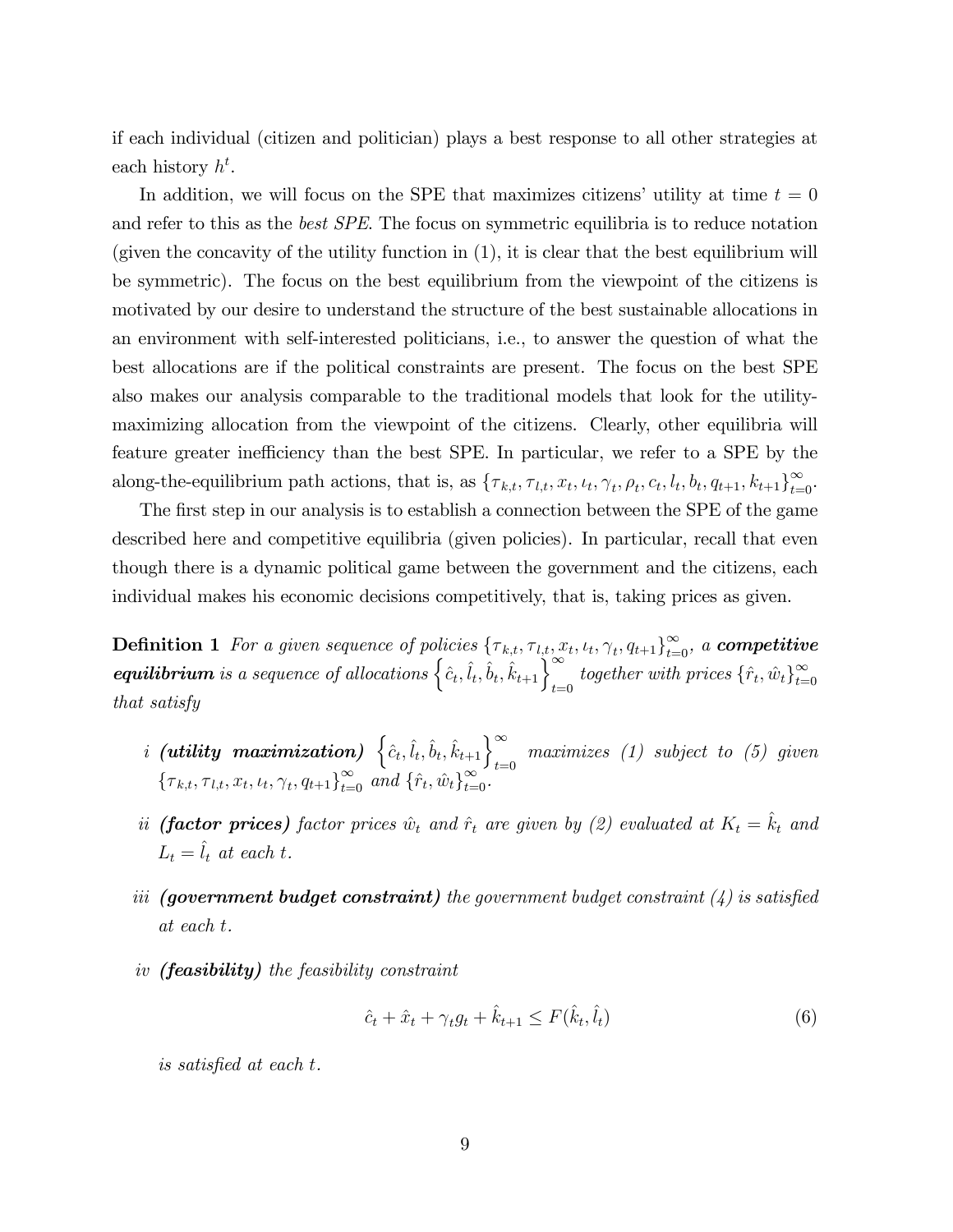if each individual (citizen and politician) plays a best response to all other strategies at each history $h^t$.

In addition, we will focus on the SPE that maximizes citizens' utility at time $t = 0$ and refer to this as the *best SPE*. The focus on symmetric equilibria is to reduce notation (given the concavity of the utility function in (1), it is clear that the best equilibrium will be symmetric). The focus on the best equilibrium from the viewpoint of the citizens is motivated by our desire to understand the structure of the best sustainable allocations in an environment with self-interested politicians, i.e., to answer the question of what the best allocations are if the political constraints are present. The focus on the best SPE also makes our analysis comparable to the traditional models that look for the utility-maximizing allocation from the viewpoint of the citizens. Clearly, other equilibria will feature greater inefficiency than the best SPE. In particular, we refer to a SPE by the along-the-equilibrium path actions, that is, as $\{\tau_{k,t}, \tau_{l,t}, x_t, \iota_t, \gamma_t, \rho_t, c_t, l_t, b_t, q_{t+1}, k_{t+1}\}_{t=0}^{\infty}$.

The first step in our analysis is to establish a connection between the SPE of the game described here and competitive equilibria (given policies). In particular, recall that even though there is a dynamic political game between the government and the citizens, each individual makes his economic decisions competitively, that is, taking prices as given.

**Definition 1** *For a given sequence of policies $\{\tau_{k,t}, \tau_{l,t}, x_t, \iota_t, \gamma_t, q_{t+1}\}_{t=0}^{\infty}$, a **competitive equilibrium** is a sequence of allocations $\left\{\hat{c}_t, \hat{l}_t, \hat{b}_t, \hat{k}_{t+1}\right\}_{t=0}^{\infty}$ together with prices $\{\hat{r}_t, \hat{w}_t\}_{t=0}^{\infty}$ that satisfy*

*i* ***(utility maximization)*** *$\left\{\hat{c}_t, \hat{l}_t, \hat{b}_t, \hat{k}_{t+1}\right\}_{t=0}^{\infty}$ maximizes (1) subject to (5) given $\{\tau_{k,t}, \tau_{l,t}, x_t, \iota_t, \gamma_t, q_{t+1}\}_{t=0}^{\infty}$ and $\{\hat{r}_t, \hat{w}_t\}_{t=0}^{\infty}$.*

*ii* ***(factor prices)*** *factor prices $\hat{w}_t$ and $\hat{r}_t$ are given by (2) evaluated at $K_t = \hat{k}_t$ and $L_t = \hat{l}_t$ at each $t$.*

*iii* ***(government budget constraint)*** *the government budget constraint (4) is satisfied at each $t$.*

*iv* ***(feasibility)*** *the feasibility constraint*

$$\hat{c}_t + \hat{x}_t + \gamma_t g_t + \hat{k}_{t+1} \leq F(\hat{k}_t, \hat{l}_t) \tag{6}$$

*is satisfied at each $t$.*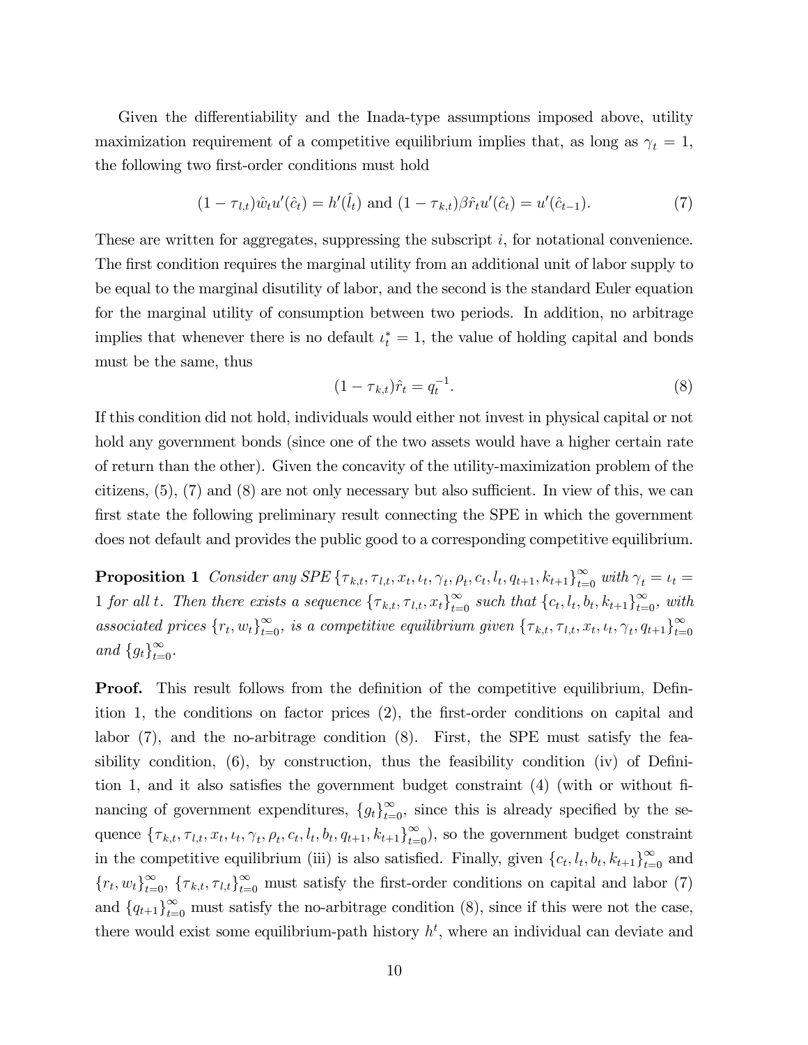Given the differentiability and the Inada-type assumptions imposed above, utility maximization requirement of a competitive equilibrium implies that, as long as $\gamma_t = 1$, the following two first-order conditions must hold

$$(1-\tau_{l,t})\hat{w}_t u'(\hat{c}_t) = h'(\hat{l}_t) \text{ and } (1-\tau_{k,t})\beta\hat{r}_t u'(\hat{c}_t) = u'(\hat{c}_{t-1}). \tag{7}$$

These are written for aggregates, suppressing the subscript $i$, for notational convenience. The first condition requires the marginal utility from an additional unit of labor supply to be equal to the marginal disutility of labor, and the second is the standard Euler equation for the marginal utility of consumption between two periods. In addition, no arbitrage implies that whenever there is no default $\iota_t^* = 1$, the value of holding capital and bonds must be the same, thus

$$(1-\tau_{k,t})\hat{r}_t = q_t^{-1}. \tag{8}$$

If this condition did not hold, individuals would either not invest in physical capital or not hold any government bonds (since one of the two assets would have a higher certain rate of return than the other). Given the concavity of the utility-maximization problem of the citizens, (5), (7) and (8) are not only necessary but also sufficient. In view of this, we can first state the following preliminary result connecting the SPE in which the government does not default and provides the public good to a corresponding competitive equilibrium.

**Proposition 1** *Consider any SPE $\{\tau_{k,t}, \tau_{l,t}, x_t, \iota_t, \gamma_t, \rho_t, c_t, l_t, q_{t+1}, k_{t+1}\}_{t=0}^{\infty}$ with $\gamma_t = \iota_t = 1$ for all $t$. Then there exists a sequence $\{\tau_{k,t}, \tau_{l,t}, x_t\}_{t=0}^{\infty}$ such that $\{c_t, l_t, b_t, k_{t+1}\}_{t=0}^{\infty}$, with associated prices $\{r_t, w_t\}_{t=0}^{\infty}$, is a competitive equilibrium given $\{\tau_{k,t}, \tau_{l,t}, x_t, \iota_t, \gamma_t, q_{t+1}\}_{t=0}^{\infty}$ and $\{g_t\}_{t=0}^{\infty}$.*

**Proof.** This result follows from the definition of the competitive equilibrium, Definition 1, the conditions on factor prices (2), the first-order conditions on capital and labor (7), and the no-arbitrage condition (8). First, the SPE must satisfy the feasibility condition, (6), by construction, thus the feasibility condition (iv) of Definition 1, and it also satisfies the government budget constraint (4) (with or without financing of government expenditures, $\{g_t\}_{t=0}^{\infty}$, since this is already specified by the sequence $\{\tau_{k,t}, \tau_{l,t}, x_t, \iota_t, \gamma_t, \rho_t, c_t, l_t, b_t, q_{t+1}, k_{t+1}\}_{t=0}^{\infty}$), so the government budget constraint in the competitive equilibrium (iii) is also satisfied. Finally, given $\{c_t, l_t, b_t, k_{t+1}\}_{t=0}^{\infty}$ and $\{r_t, w_t\}_{t=0}^{\infty}$, $\{\tau_{k,t}, \tau_{l,t}\}_{t=0}^{\infty}$ must satisfy the first-order conditions on capital and labor (7) and $\{q_{t+1}\}_{t=0}^{\infty}$ must satisfy the no-arbitrage condition (8), since if this were not the case, there would exist some equilibrium-path history $h^t$, where an individual can deviate and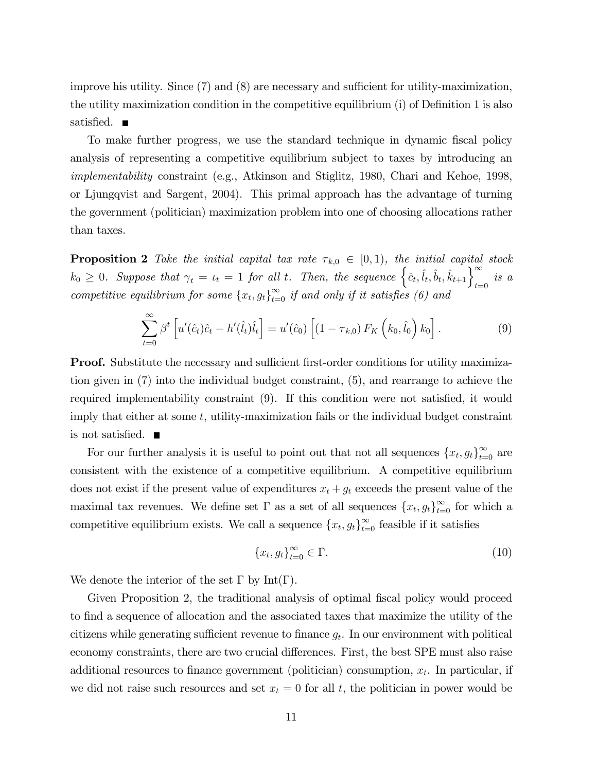improve his utility. Since (7) and (8) are necessary and sufficient for utility-maximization, the utility maximization condition in the competitive equilibrium (i) of Definition 1 is also satisfied. ■

To make further progress, we use the standard technique in dynamic fiscal policy analysis of representing a competitive equilibrium subject to taxes by introducing an *implementability* constraint (e.g., Atkinson and Stiglitz, 1980, Chari and Kehoe, 1998, or Ljungqvist and Sargent, 2004). This primal approach has the advantage of turning the government (politician) maximization problem into one of choosing allocations rather than taxes.

**Proposition 2** *Take the initial capital tax rate $\tau_{k,0} \in [0, 1)$, the initial capital stock $k_0 \geq 0$. Suppose that $\gamma_t = \iota_t = 1$ for all $t$. Then, the sequence $\left\{\hat{c}_t, \hat{l}_t, \hat{b}_t, \hat{k}_{t+1}\right\}_{t=0}^{\infty}$ is a competitive equilibrium for some $\{x_t, g_t\}_{t=0}^{\infty}$ if and only if it satisfies (6) and*

$$\sum_{t=0}^{\infty} \beta^t \left[u'(\hat{c}_t)\hat{c}_t - h'(\hat{l}_t)\hat{l}_t\right] = u'(\hat{c}_0)\left[(1 - \tau_{k,0})\, F_K\left(k_0, \hat{l}_0\right) k_0\right]. \tag{9}$$

**Proof.** Substitute the necessary and sufficient first-order conditions for utility maximization given in (7) into the individual budget constraint, (5), and rearrange to achieve the required implementability constraint (9). If this condition were not satisfied, it would imply that either at some $t$, utility-maximization fails or the individual budget constraint is not satisfied. ■

For our further analysis it is useful to point out that not all sequences $\{x_t, g_t\}_{t=0}^{\infty}$ are consistent with the existence of a competitive equilibrium. A competitive equilibrium does not exist if the present value of expenditures $x_t + g_t$ exceeds the present value of the maximal tax revenues. We define set $\Gamma$ as a set of all sequences $\{x_t, g_t\}_{t=0}^{\infty}$ for which a competitive equilibrium exists. We call a sequence $\{x_t, g_t\}_{t=0}^{\infty}$ feasible if it satisfies

$$\{x_t, g_t\}_{t=0}^{\infty} \in \Gamma. \tag{10}$$

We denote the interior of the set $\Gamma$ by $\text{Int}(\Gamma)$.

Given Proposition 2, the traditional analysis of optimal fiscal policy would proceed to find a sequence of allocation and the associated taxes that maximize the utility of the citizens while generating sufficient revenue to finance $g_t$. In our environment with political economy constraints, there are two crucial differences. First, the best SPE must also raise additional resources to finance government (politician) consumption, $x_t$. In particular, if we did not raise such resources and set $x_t = 0$ for all $t$, the politician in power would be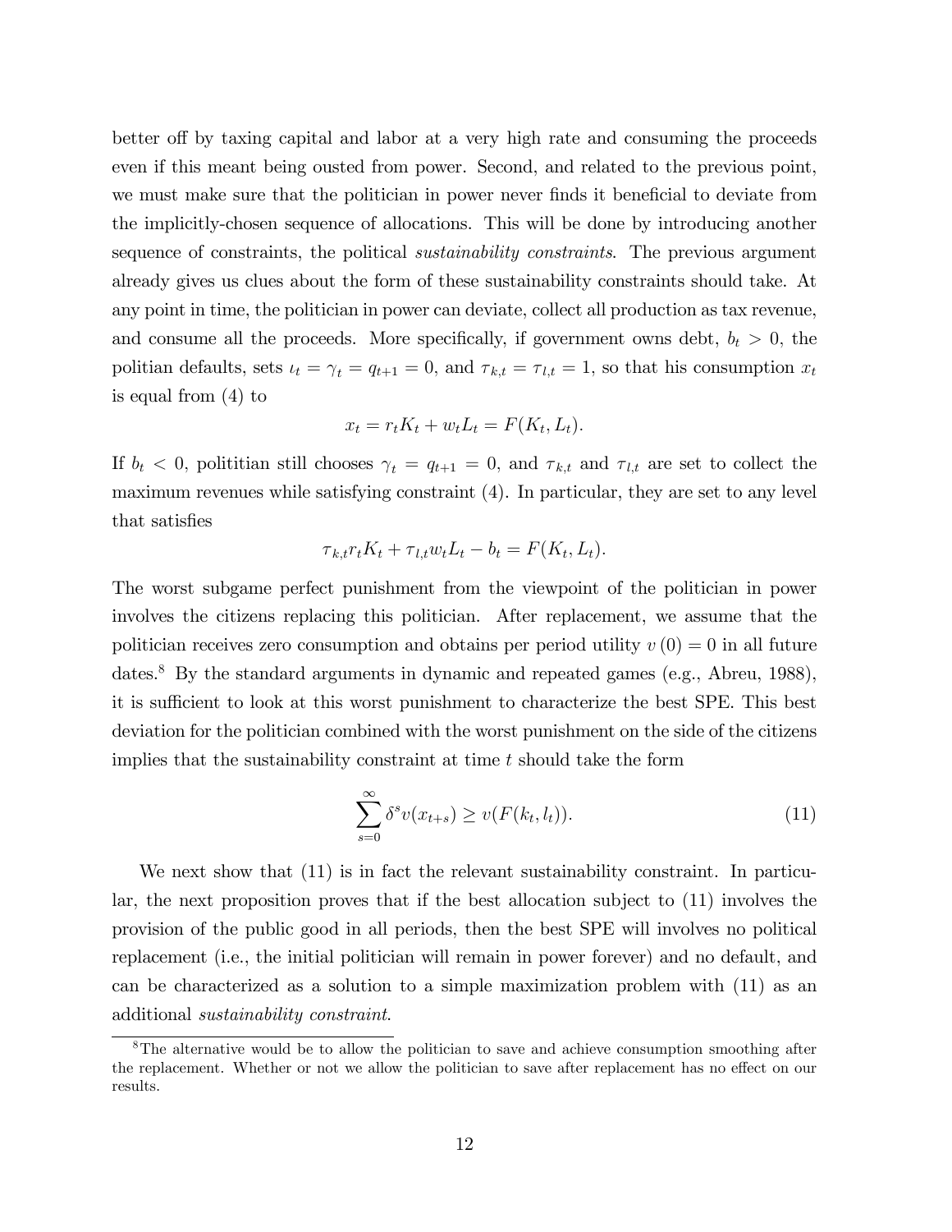better off by taxing capital and labor at a very high rate and consuming the proceeds even if this meant being ousted from power. Second, and related to the previous point, we must make sure that the politician in power never finds it beneficial to deviate from the implicitly-chosen sequence of allocations. This will be done by introducing another sequence of constraints, the political *sustainability constraints*. The previous argument already gives us clues about the form of these sustainability constraints should take. At any point in time, the politician in power can deviate, collect all production as tax revenue, and consume all the proceeds. More specifically, if government owns debt, $b_t > 0$, the politian defaults, sets $\iota_t = \gamma_t = q_{t+1} = 0$, and $\tau_{k,t} = \tau_{l,t} = 1$, so that his consumption $x_t$ is equal from (4) to

$$x_t = r_t K_t + w_t L_t = F(K_t, L_t).$$

If $b_t < 0$, polititian still chooses $\gamma_t = q_{t+1} = 0$, and $\tau_{k,t}$ and $\tau_{l,t}$ are set to collect the maximum revenues while satisfying constraint (4). In particular, they are set to any level that satisfies

$$\tau_{k,t} r_t K_t + \tau_{l,t} w_t L_t - b_t = F(K_t, L_t).$$

The worst subgame perfect punishment from the viewpoint of the politician in power involves the citizens replacing this politician. After replacement, we assume that the politician receives zero consumption and obtains per period utility $v(0) = 0$ in all future dates.[8] By the standard arguments in dynamic and repeated games (e.g., Abreu, 1988), it is sufficient to look at this worst punishment to characterize the best SPE. This best deviation for the politician combined with the worst punishment on the side of the citizens implies that the sustainability constraint at time $t$ should take the form

$$\sum_{s=0}^{\infty} \delta^s v(x_{t+s}) \geq v(F(k_t, l_t)). \tag{11}$$

We next show that (11) is in fact the relevant sustainability constraint. In particular, the next proposition proves that if the best allocation subject to (11) involves the provision of the public good in all periods, then the best SPE will involves no political replacement (i.e., the initial politician will remain in power forever) and no default, and can be characterized as a solution to a simple maximization problem with (11) as an additional *sustainability constraint*.

[8] The alternative would be to allow the politician to save and achieve consumption smoothing after the replacement. Whether or not we allow the politician to save after replacement has no effect on our results.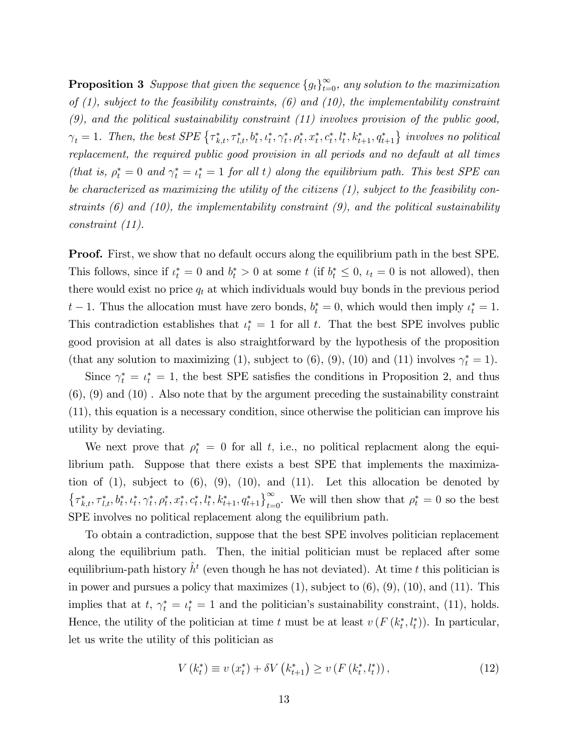**Proposition 3** *Suppose that given the sequence $\{g_t\}_{t=0}^{\infty}$, any solution to the maximization of (1), subject to the feasibility constraints, (6) and (10), the implementability constraint (9), and the political sustainability constraint (11) involves provision of the public good, $\gamma_t = 1$. Then, the best SPE $\left\{\tau_{k,t}^*, \tau_{l,t}^*, b_t^*, \iota_t^*, \gamma_t^*, \rho_t^*, x_t^*, c_t^*, l_t^*, k_{t+1}^*, q_{t+1}^*\right\}$ involves no political replacement, the required public good provision in all periods and no default at all times (that is, $\rho_t^* = 0$ and $\gamma_t^* = \iota_t^* = 1$ for all $t$) along the equilibrium path. This best SPE can be characterized as maximizing the utility of the citizens (1), subject to the feasibility constraints (6) and (10), the implementability constraint (9), and the political sustainability constraint (11).*

**Proof.** First, we show that no default occurs along the equilibrium path in the best SPE. This follows, since if $\iota_t^* = 0$ and $b_t^* > 0$ at some $t$ (if $b_t^* \leq 0$, $\iota_t = 0$ is not allowed), then there would exist no price $q_t$ at which individuals would buy bonds in the previous period $t-1$. Thus the allocation must have zero bonds, $b_t^* = 0$, which would then imply $\iota_t^* = 1$. This contradiction establishes that $\iota_t^* = 1$ for all $t$. That the best SPE involves public good provision at all dates is also straightforward by the hypothesis of the proposition (that any solution to maximizing (1), subject to (6), (9), (10) and (11) involves $\gamma_t^* = 1$).

Since $\gamma_t^* = \iota_t^* = 1$, the best SPE satisfies the conditions in Proposition 2, and thus (6), (9) and (10) . Also note that by the argument preceding the sustainability constraint (11), this equation is a necessary condition, since otherwise the politician can improve his utility by deviating.

We next prove that $\rho_t^* = 0$ for all $t$, i.e., no political replacment along the equilibrium path. Suppose that there exists a best SPE that implements the maximization of (1), subject to (6), (9), (10), and (11). Let this allocation be denoted by $\left\{\tau_{k,t}^*, \tau_{l,t}^*, b_t^*, \iota_t^*, \gamma_t^*, \rho_t^*, x_t^*, c_t^*, l_t^*, k_{t+1}^*, q_{t+1}^*\right\}_{t=0}^{\infty}$. We will then show that $\rho_t^* = 0$ so the best SPE involves no political replacement along the equilibrium path.

To obtain a contradiction, suppose that the best SPE involves politician replacement along the equilibrium path. Then, the initial politician must be replaced after some equilibrium-path history $\hat{h}^t$ (even though he has not deviated). At time $t$ this politician is in power and pursues a policy that maximizes (1), subject to (6), (9), (10), and (11). This implies that at $t$, $\gamma_t^* = \iota_t^* = 1$ and the politician's sustainability constraint, (11), holds. Hence, the utility of the politician at time $t$ must be at least $v\left(F\left(k_t^*, l_t^*\right)\right)$. In particular, let us write the utility of this politician as

$$V\left(k_t^*\right) \equiv v\left(x_t^*\right) + \delta V\left(k_{t+1}^*\right) \geq v\left(F\left(k_t^*, l_t^*\right)\right), \tag{12}$$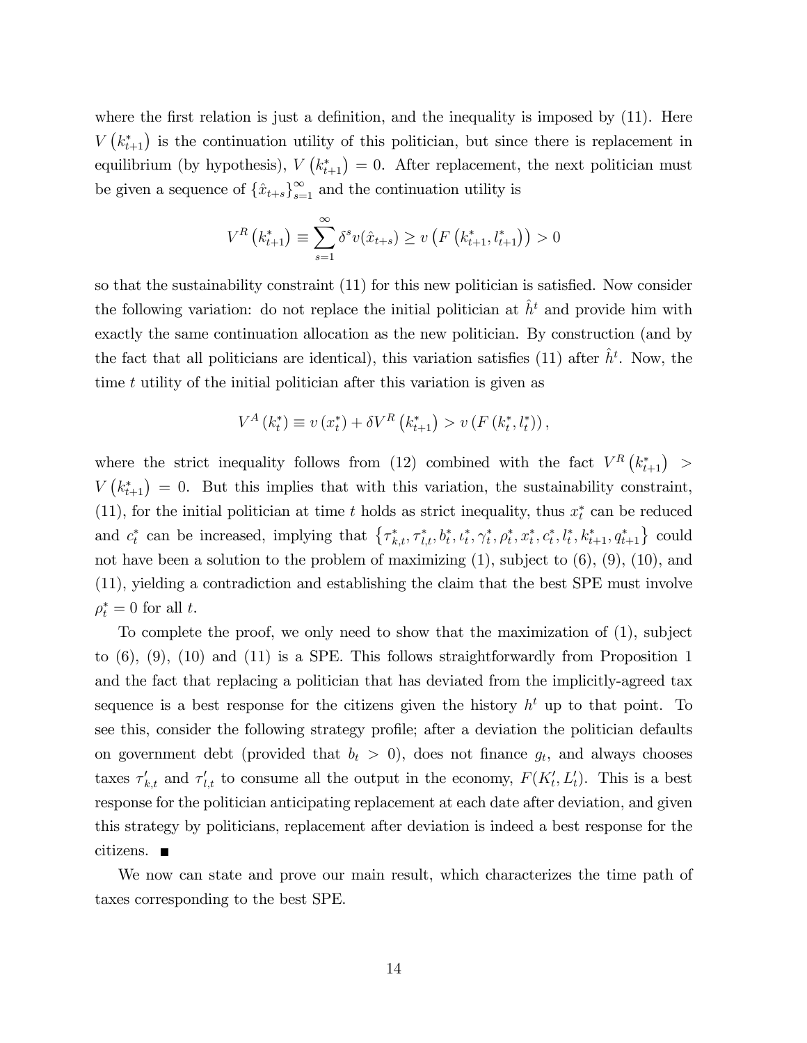where the first relation is just a definition, and the inequality is imposed by (11). Here $V\left(k_{t+1}^{*}\right)$ is the continuation utility of this politician, but since there is replacement in equilibrium (by hypothesis), $V\left(k_{t+1}^{*}\right)=0$. After replacement, the next politician must be given a sequence of $\{\hat{x}_{t+s}\}_{s=1}^{\infty}$ and the continuation utility is

$$V^{R}\left(k_{t+1}^{*}\right)\equiv\sum_{s=1}^{\infty}\delta^{s}v(\hat{x}_{t+s})\geq v\left(F\left(k_{t+1}^{*},l_{t+1}^{*}\right)\right)>0$$

so that the sustainability constraint (11) for this new politician is satisfied. Now consider the following variation: do not replace the initial politician at $\hat{h}^{t}$ and provide him with exactly the same continuation allocation as the new politician. By construction (and by the fact that all politicians are identical), this variation satisfies (11) after $\hat{h}^{t}$. Now, the time $t$ utility of the initial politician after this variation is given as

$$V^{A}\left(k_{t}^{*}\right)\equiv v\left(x_{t}^{*}\right)+\delta V^{R}\left(k_{t+1}^{*}\right)>v\left(F\left(k_{t}^{*},l_{t}^{*}\right)\right),$$

where the strict inequality follows from (12) combined with the fact $V^{R}\left(k_{t+1}^{*}\right)>V\left(k_{t+1}^{*}\right)=0$. But this implies that with this variation, the sustainability constraint, (11), for the initial politician at time $t$ holds as strict inequality, thus $x_{t}^{*}$ can be reduced and $c_{t}^{*}$ can be increased, implying that $\left\{\tau_{k,t}^{*},\tau_{l,t}^{*},b_{t}^{*},\iota_{t}^{*},\gamma_{t}^{*},\rho_{t}^{*},x_{t}^{*},c_{t}^{*},l_{t}^{*},k_{t+1}^{*},q_{t+1}^{*}\right\}$ could not have been a solution to the problem of maximizing (1), subject to (6), (9), (10), and (11), yielding a contradiction and establishing the claim that the best SPE must involve $\rho_{t}^{*}=0$ for all $t$.

To complete the proof, we only need to show that the maximization of (1), subject to (6), (9), (10) and (11) is a SPE. This follows straightforwardly from Proposition 1 and the fact that replacing a politician that has deviated from the implicitly-agreed tax sequence is a best response for the citizens given the history $h^{t}$ up to that point. To see this, consider the following strategy profile; after a deviation the politician defaults on government debt (provided that $b_{t}>0$), does not finance $g_{t}$, and always chooses taxes $\tau_{k,t}'$ and $\tau_{l,t}'$ to consume all the output in the economy, $F(K_{t}',L_{t}')$. This is a best response for the politician anticipating replacement at each date after deviation, and given this strategy by politicians, replacement after deviation is indeed a best response for the citizens. ■

We now can state and prove our main result, which characterizes the time path of taxes corresponding to the best SPE.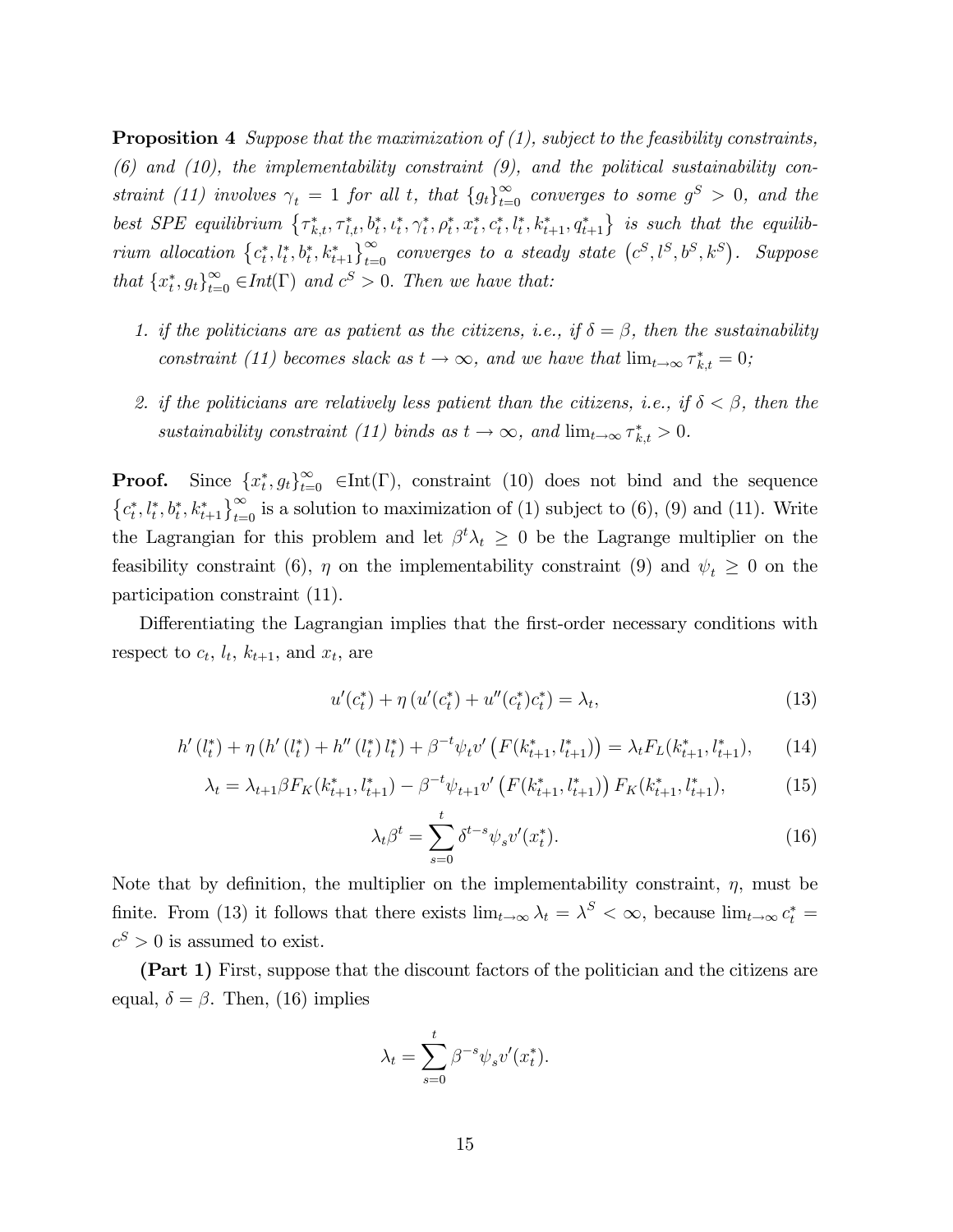**Proposition 4** *Suppose that the maximization of (1), subject to the feasibility constraints, (6) and (10), the implementability constraint (9), and the political sustainability constraint (11) involves $\gamma_t = 1$ for all $t$, that $\{g_t\}_{t=0}^{\infty}$ converges to some $g^S > 0$, and the best SPE equilibrium $\{\tau^*_{k,t}, \tau^*_{l,t}, b^*_t, \iota^*_t, \gamma^*_t, \rho^*_t, x^*_t, c^*_t, l^*_t, k^*_{t+1}, q^*_{t+1}\}$ is such that the equilibrium allocation $\{c^*_t, l^*_t, b^*_t, k^*_{t+1}\}_{t=0}^{\infty}$ converges to a steady state $(c^S, l^S, b^S, k^S)$. Suppose that $\{x^*_t, g_t\}_{t=0}^{\infty} \in Int(\Gamma)$ and $c^S > 0$. Then we have that:*

1. *if the politicians are as patient as the citizens, i.e., if $\delta = \beta$, then the sustainability constraint (11) becomes slack as $t \to \infty$, and we have that $\lim_{t\to\infty} \tau^*_{k,t} = 0$;*

2. *if the politicians are relatively less patient than the citizens, i.e., if $\delta < \beta$, then the sustainability constraint (11) binds as $t \to \infty$, and $\lim_{t\to\infty} \tau^*_{k,t} > 0$.*

**Proof.** Since $\{x^*_t, g_t\}_{t=0}^{\infty} \in \text{Int}(\Gamma)$, constraint (10) does not bind and the sequence $\{c^*_t, l^*_t, b^*_t, k^*_{t+1}\}_{t=0}^{\infty}$ is a solution to maximization of (1) subject to (6), (9) and (11). Write the Lagrangian for this problem and let $\beta^t \lambda_t \geq 0$ be the Lagrange multiplier on the feasibility constraint (6), $\eta$ on the implementability constraint (9) and $\psi_t \geq 0$ on the participation constraint (11).

Differentiating the Lagrangian implies that the first-order necessary conditions with respect to $c_t$, $l_t$, $k_{t+1}$, and $x_t$, are

$$u'(c^*_t) + \eta \left(u'(c^*_t) + u''(c^*_t)c^*_t\right) = \lambda_t, \tag{13}$$

$$h'(l^*_t) + \eta \left(h'(l^*_t) + h''(l^*_t)\, l^*_t\right) + \beta^{-t}\psi_t v'\left(F(k^*_{t+1}, l^*_{t+1})\right) = \lambda_t F_L(k^*_{t+1}, l^*_{t+1}), \tag{14}$$

$$\lambda_t = \lambda_{t+1}\beta F_K(k^*_{t+1}, l^*_{t+1}) - \beta^{-t}\psi_{t+1} v'\left(F(k^*_{t+1}, l^*_{t+1})\right) F_K(k^*_{t+1}, l^*_{t+1}), \tag{15}$$

$$\lambda_t \beta^t = \sum_{s=0}^{t} \delta^{t-s}\psi_s v'(x^*_t). \tag{16}$$

Note that by definition, the multiplier on the implementability constraint, $\eta$, must be finite. From (13) it follows that there exists $\lim_{t\to\infty} \lambda_t = \lambda^S < \infty$, because $\lim_{t\to\infty} c^*_t = c^S > 0$ is assumed to exist.

**(Part 1)** First, suppose that the discount factors of the politician and the citizens are equal, $\delta = \beta$. Then, (16) implies

$$\lambda_t = \sum_{s=0}^{t} \beta^{-s}\psi_s v'(x^*_t).$$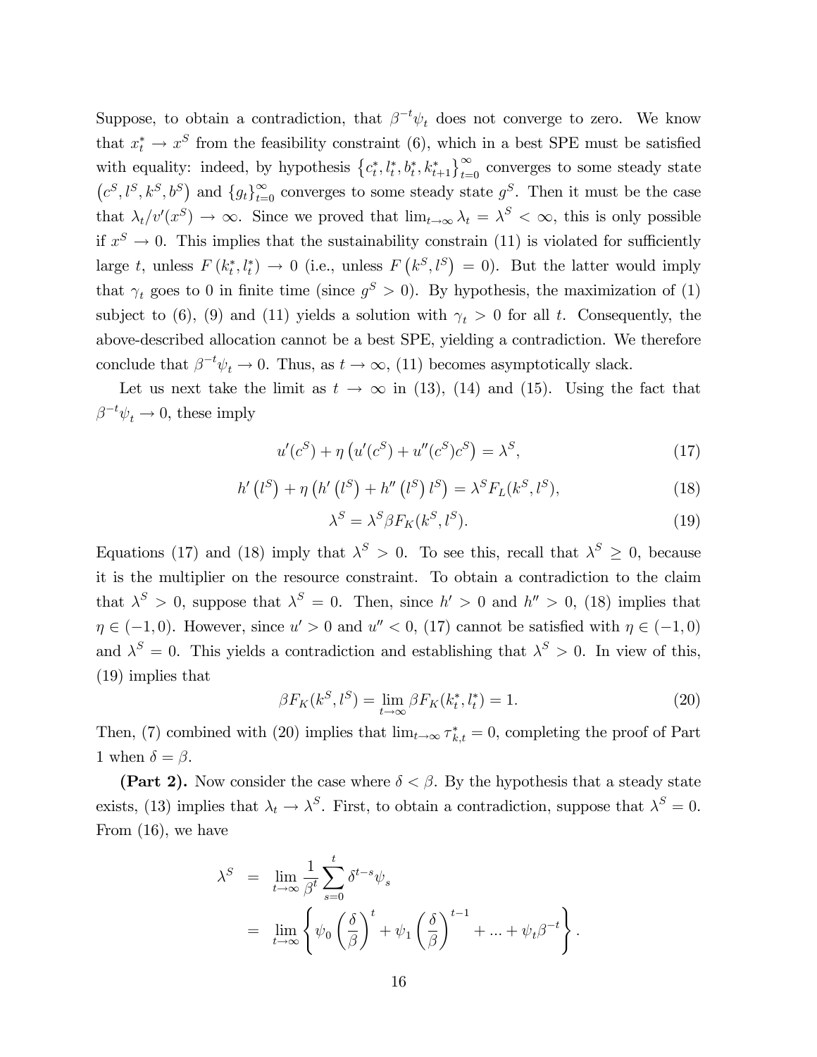Suppose, to obtain a contradiction, that $\beta^{-t}\psi_t$ does not converge to zero. We know that $x_t^* \to x^S$ from the feasibility constraint (6), which in a best SPE must be satisfied with equality: indeed, by hypothesis $\left\{c_t^*, l_t^*, b_t^*, k_{t+1}^*\right\}_{t=0}^{\infty}$ converges to some steady state $\left(c^S, l^S, k^S, b^S\right)$ and $\{g_t\}_{t=0}^{\infty}$ converges to some steady state $g^S$. Then it must be the case that $\lambda_t / v'(x^S) \to \infty$. Since we proved that $\lim_{t\to\infty} \lambda_t = \lambda^S < \infty$, this is only possible if $x^S \to 0$. This implies that the sustainability constrain (11) is violated for sufficiently large $t$, unless $F\left(k_t^*, l_t^*\right) \to 0$ (i.e., unless $F\left(k^S, l^S\right) = 0$). But the latter would imply that $\gamma_t$ goes to 0 in finite time (since $g^S > 0$). By hypothesis, the maximization of (1) subject to (6), (9) and (11) yields a solution with $\gamma_t > 0$ for all $t$. Consequently, the above-described allocation cannot be a best SPE, yielding a contradiction. We therefore conclude that $\beta^{-t}\psi_t \to 0$. Thus, as $t \to \infty$, (11) becomes asymptotically slack.

Let us next take the limit as $t \to \infty$ in (13), (14) and (15). Using the fact that $\beta^{-t}\psi_t \to 0$, these imply

$$u'(c^S) + \eta\left(u'(c^S) + u''(c^S)c^S\right) = \lambda^S, \tag{17}$$

$$h'\left(l^S\right) + \eta\left(h'\left(l^S\right) + h''\left(l^S\right)l^S\right) = \lambda^S F_L(k^S, l^S), \tag{18}$$

$$\lambda^S = \lambda^S \beta F_K(k^S, l^S). \tag{19}$$

Equations (17) and (18) imply that $\lambda^S > 0$. To see this, recall that $\lambda^S \geq 0$, because it is the multiplier on the resource constraint. To obtain a contradiction to the claim that $\lambda^S > 0$, suppose that $\lambda^S = 0$. Then, since $h' > 0$ and $h'' > 0$, (18) implies that $\eta \in (-1, 0)$. However, since $u' > 0$ and $u'' < 0$, (17) cannot be satisfied with $\eta \in (-1, 0)$ and $\lambda^S = 0$. This yields a contradiction and establishing that $\lambda^S > 0$. In view of this, (19) implies that

$$\beta F_K(k^S, l^S) = \lim_{t\to\infty} \beta F_K(k_t^*, l_t^*) = 1. \tag{20}$$

Then, (7) combined with (20) implies that $\lim_{t\to\infty} \tau_{k,t}^* = 0$, completing the proof of Part 1 when $\delta = \beta$.

**(Part 2).** Now consider the case where $\delta < \beta$. By the hypothesis that a steady state exists, (13) implies that $\lambda_t \to \lambda^S$. First, to obtain a contradiction, suppose that $\lambda^S = 0$. From (16), we have

$$\begin{aligned}
\lambda^S &= \lim_{t\to\infty} \frac{1}{\beta^t} \sum_{s=0}^{t} \delta^{t-s} \psi_s \\
&= \lim_{t\to\infty} \left\{ \psi_0 \left(\frac{\delta}{\beta}\right)^t + \psi_1 \left(\frac{\delta}{\beta}\right)^{t-1} + \ldots + \psi_t \beta^{-t} \right\}.
\end{aligned}$$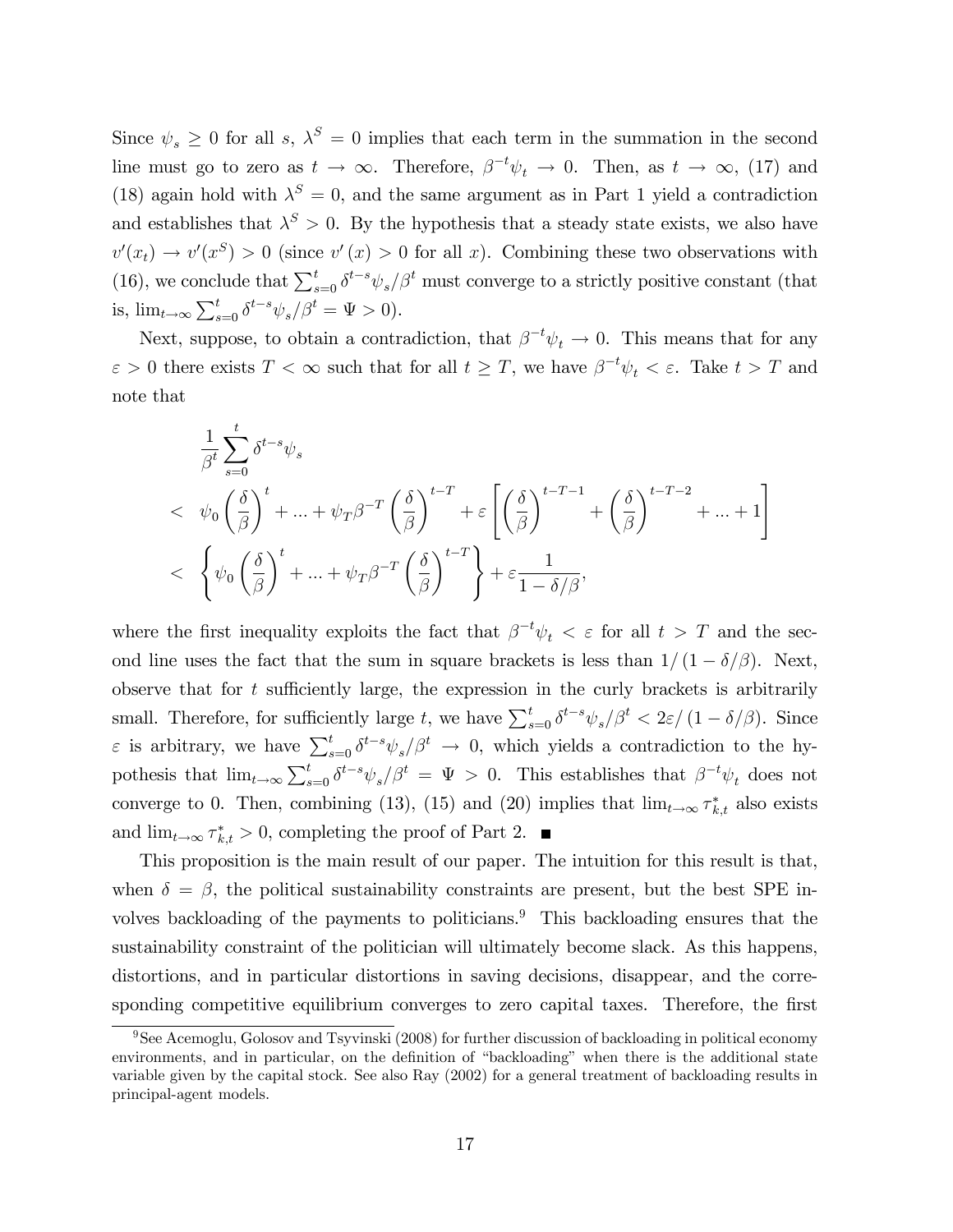Since $\psi_s \geq 0$ for all $s$, $\lambda^S = 0$ implies that each term in the summation in the second line must go to zero as $t \to \infty$. Therefore, $\beta^{-t}\psi_t \to 0$. Then, as $t \to \infty$, (17) and (18) again hold with $\lambda^S = 0$, and the same argument as in Part 1 yield a contradiction and establishes that $\lambda^S > 0$. By the hypothesis that a steady state exists, we also have $v'(x_t) \to v'(x^S) > 0$ (since $v'(x) > 0$ for all $x$). Combining these two observations with (16), we conclude that $\sum_{s=0}^{t} \delta^{t-s}\psi_s/\beta^t$ must converge to a strictly positive constant (that is, $\lim_{t\to\infty} \sum_{s=0}^{t} \delta^{t-s}\psi_s/\beta^t = \Psi > 0$).

Next, suppose, to obtain a contradiction, that $\beta^{-t}\psi_t \to 0$. This means that for any $\varepsilon > 0$ there exists $T < \infty$ such that for all $t \geq T$, we have $\beta^{-t}\psi_t < \varepsilon$. Take $t > T$ and note that

$$
\begin{aligned}
& \frac{1}{\beta^t}\sum_{s=0}^{t} \delta^{t-s}\psi_s \\
< \;& \psi_0 \left(\frac{\delta}{\beta}\right)^t + ... + \psi_T \beta^{-T}\left(\frac{\delta}{\beta}\right)^{t-T} + \varepsilon\left[\left(\frac{\delta}{\beta}\right)^{t-T-1} + \left(\frac{\delta}{\beta}\right)^{t-T-2} + ... + 1\right] \\
< \;& \left\{\psi_0 \left(\frac{\delta}{\beta}\right)^t + ... + \psi_T \beta^{-T}\left(\frac{\delta}{\beta}\right)^{t-T}\right\} + \varepsilon\frac{1}{1-\delta/\beta},
\end{aligned}
$$

where the first inequality exploits the fact that $\beta^{-t}\psi_t < \varepsilon$ for all $t > T$ and the second line uses the fact that the sum in square brackets is less than $1/(1-\delta/\beta)$. Next, observe that for $t$ sufficiently large, the expression in the curly brackets is arbitrarily small. Therefore, for sufficiently large $t$, we have $\sum_{s=0}^{t} \delta^{t-s}\psi_s/\beta^t < 2\varepsilon/(1-\delta/\beta)$. Since $\varepsilon$ is arbitrary, we have $\sum_{s=0}^{t} \delta^{t-s}\psi_s/\beta^t \to 0$, which yields a contradiction to the hypothesis that $\lim_{t\to\infty} \sum_{s=0}^{t} \delta^{t-s}\psi_s/\beta^t = \Psi > 0$. This establishes that $\beta^{-t}\psi_t$ does not converge to 0. Then, combining (13), (15) and (20) implies that $\lim_{t\to\infty} \tau^*_{k,t}$ also exists and $\lim_{t\to\infty} \tau^*_{k,t} > 0$, completing the proof of Part 2. ∎

This proposition is the main result of our paper. The intuition for this result is that, when $\delta = \beta$, the political sustainability constraints are present, but the best SPE involves backloading of the payments to politicians.[9] This backloading ensures that the sustainability constraint of the politician will ultimately become slack. As this happens, distortions, and in particular distortions in saving decisions, disappear, and the corresponding competitive equilibrium converges to zero capital taxes. Therefore, the first

[9] See Acemoglu, Golosov and Tsyvinski (2008) for further discussion of backloading in political economy environments, and in particular, on the definition of "backloading" when there is the additional state variable given by the capital stock. See also Ray (2002) for a general treatment of backloading results in principal-agent models.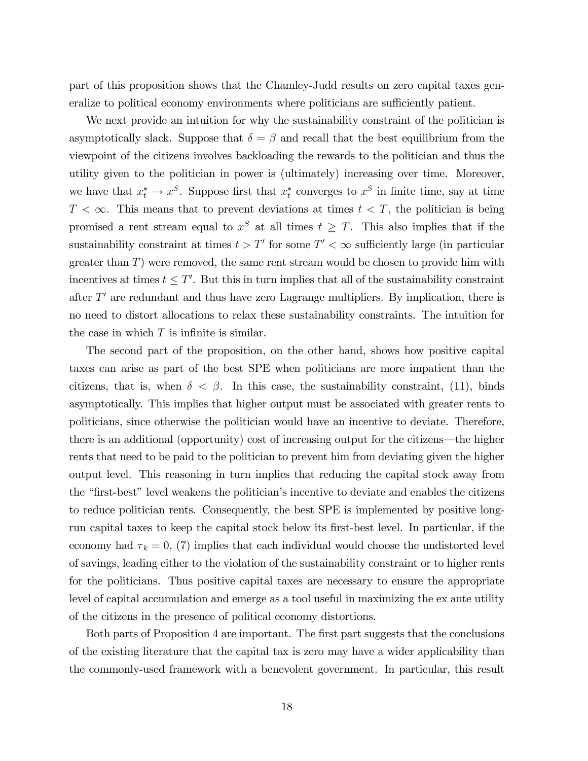part of this proposition shows that the Chamley-Judd results on zero capital taxes generalize to political economy environments where politicians are sufficiently patient.

We next provide an intuition for why the sustainability constraint of the politician is asymptotically slack. Suppose that $\delta = \beta$ and recall that the best equilibrium from the viewpoint of the citizens involves backloading the rewards to the politician and thus the utility given to the politician in power is (ultimately) increasing over time. Moreover, we have that $x_t^* \to x^S$. Suppose first that $x_t^*$ converges to $x^S$ in finite time, say at time $T < \infty$. This means that to prevent deviations at times $t < T$, the politician is being promised a rent stream equal to $x^S$ at all times $t \geq T$. This also implies that if the sustainability constraint at times $t > T'$ for some $T' < \infty$ sufficiently large (in particular greater than $T$) were removed, the same rent stream would be chosen to provide him with incentives at times $t \leq T'$. But this in turn implies that all of the sustainability constraint after $T'$ are redundant and thus have zero Lagrange multipliers. By implication, there is no need to distort allocations to relax these sustainability constraints. The intuition for the case in which $T$ is infinite is similar.

The second part of the proposition, on the other hand, shows how positive capital taxes can arise as part of the best SPE when politicians are more impatient than the citizens, that is, when $\delta < \beta$. In this case, the sustainability constraint, (11), binds asymptotically. This implies that higher output must be associated with greater rents to politicians, since otherwise the politician would have an incentive to deviate. Therefore, there is an additional (opportunity) cost of increasing output for the citizens—the higher rents that need to be paid to the politician to prevent him from deviating given the higher output level. This reasoning in turn implies that reducing the capital stock away from the "first-best" level weakens the politician's incentive to deviate and enables the citizens to reduce politician rents. Consequently, the best SPE is implemented by positive long-run capital taxes to keep the capital stock below its first-best level. In particular, if the economy had $\tau_k = 0$, (7) implies that each individual would choose the undistorted level of savings, leading either to the violation of the sustainability constraint or to higher rents for the politicians. Thus positive capital taxes are necessary to ensure the appropriate level of capital accumulation and emerge as a tool useful in maximizing the ex ante utility of the citizens in the presence of political economy distortions.

Both parts of Proposition 4 are important. The first part suggests that the conclusions of the existing literature that the capital tax is zero may have a wider applicability than the commonly-used framework with a benevolent government. In particular, this result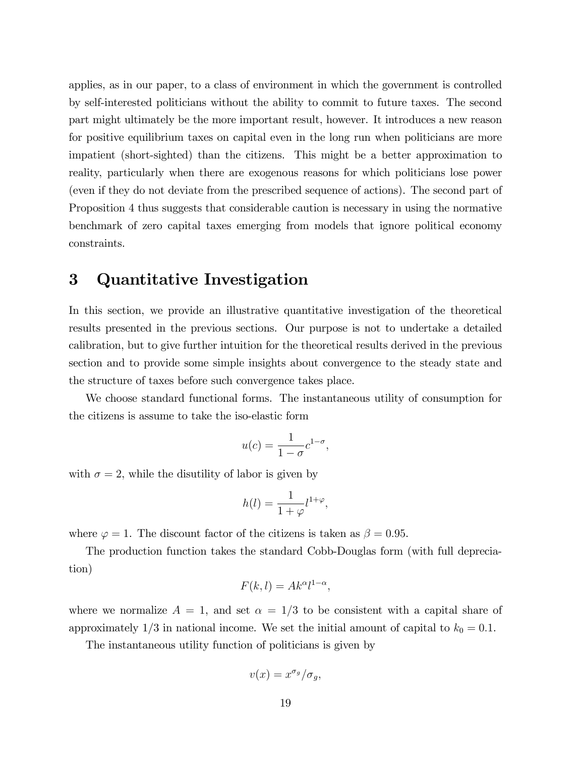applies, as in our paper, to a class of environment in which the government is controlled by self-interested politicians without the ability to commit to future taxes. The second part might ultimately be the more important result, however. It introduces a new reason for positive equilibrium taxes on capital even in the long run when politicians are more impatient (short-sighted) than the citizens. This might be a better approximation to reality, particularly when there are exogenous reasons for which politicians lose power (even if they do not deviate from the prescribed sequence of actions). The second part of Proposition 4 thus suggests that considerable caution is necessary in using the normative benchmark of zero capital taxes emerging from models that ignore political economy constraints.

# 3 Quantitative Investigation

In this section, we provide an illustrative quantitative investigation of the theoretical results presented in the previous sections. Our purpose is not to undertake a detailed calibration, but to give further intuition for the theoretical results derived in the previous section and to provide some simple insights about convergence to the steady state and the structure of taxes before such convergence takes place.

We choose standard functional forms. The instantaneous utility of consumption for the citizens is assume to take the iso-elastic form

$$u(c) = \frac{1}{1-\sigma} c^{1-\sigma},$$

with $\sigma = 2$, while the disutility of labor is given by

$$h(l) = \frac{1}{1+\varphi} l^{1+\varphi},$$

where $\varphi = 1$. The discount factor of the citizens is taken as $\beta = 0.95$.

The production function takes the standard Cobb-Douglas form (with full depreciation)

$$F(k, l) = A k^{\alpha} l^{1-\alpha},$$

where we normalize $A = 1$, and set $\alpha = 1/3$ to be consistent with a capital share of approximately 1/3 in national income. We set the initial amount of capital to $k_0 = 0.1$.

The instantaneous utility function of politicians is given by

$$v(x) = x^{\sigma_g} / \sigma_g,$$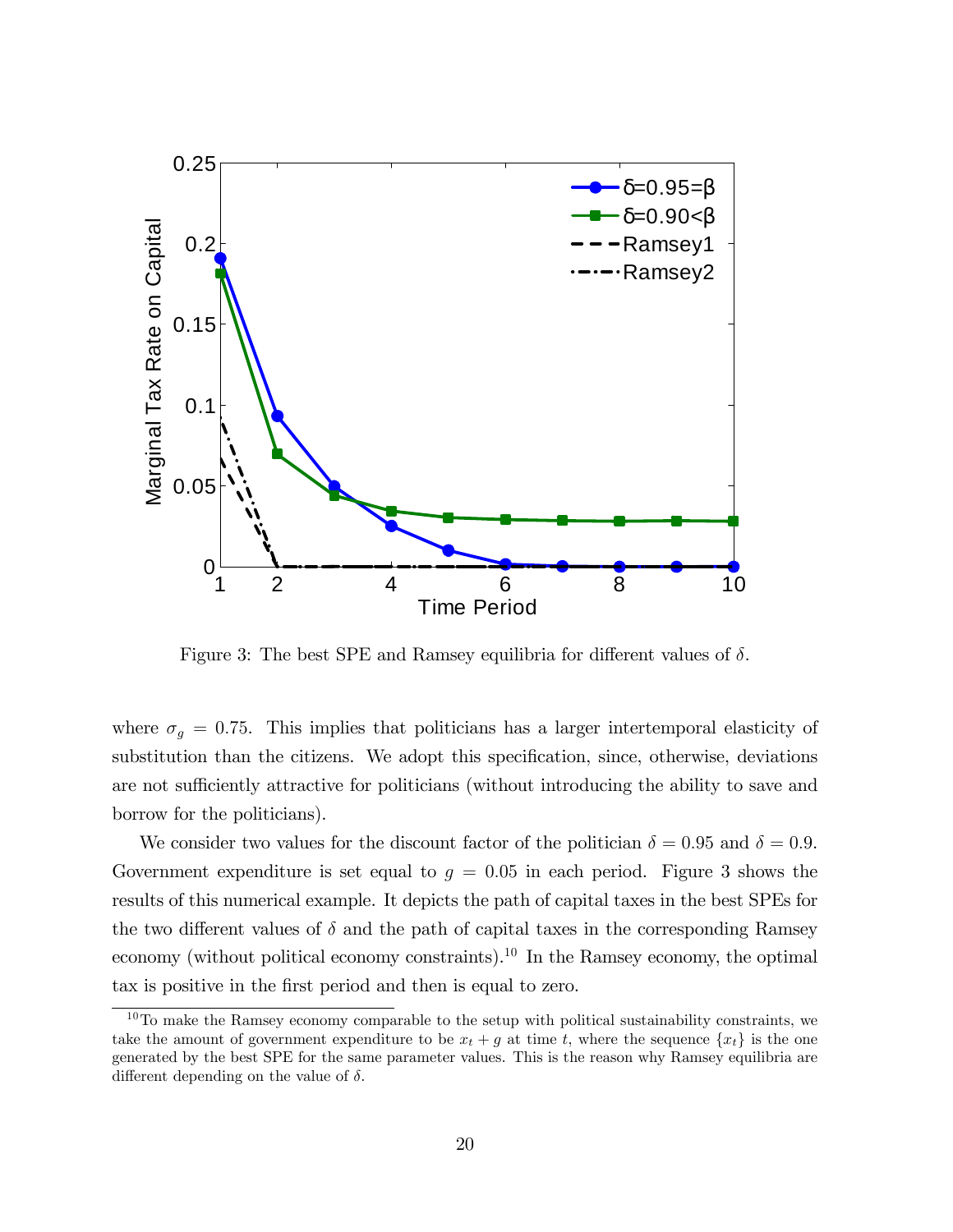Figure 3: The best SPE and Ramsey equilibria for different values of $\delta$.

where $\sigma_g = 0.75$. This implies that politicians has a larger intertemporal elasticity of substitution than the citizens. We adopt this specification, since, otherwise, deviations are not sufficiently attractive for politicians (without introducing the ability to save and borrow for the politicians).

We consider two values for the discount factor of the politician $\delta = 0.95$ and $\delta = 0.9$. Government expenditure is set equal to $g = 0.05$ in each period. Figure 3 shows the results of this numerical example. It depicts the path of capital taxes in the best SPEs for the two different values of $\delta$ and the path of capital taxes in the corresponding Ramsey economy (without political economy constraints).[10] In the Ramsey economy, the optimal tax is positive in the first period and then is equal to zero.

[10] To make the Ramsey economy comparable to the setup with political sustainability constraints, we take the amount of government expenditure to be $x_t + g$ at time $t$, where the sequence $\{x_t\}$ is the one generated by the best SPE for the same parameter values. This is the reason why Ramsey equilibria are different depending on the value of $\delta$.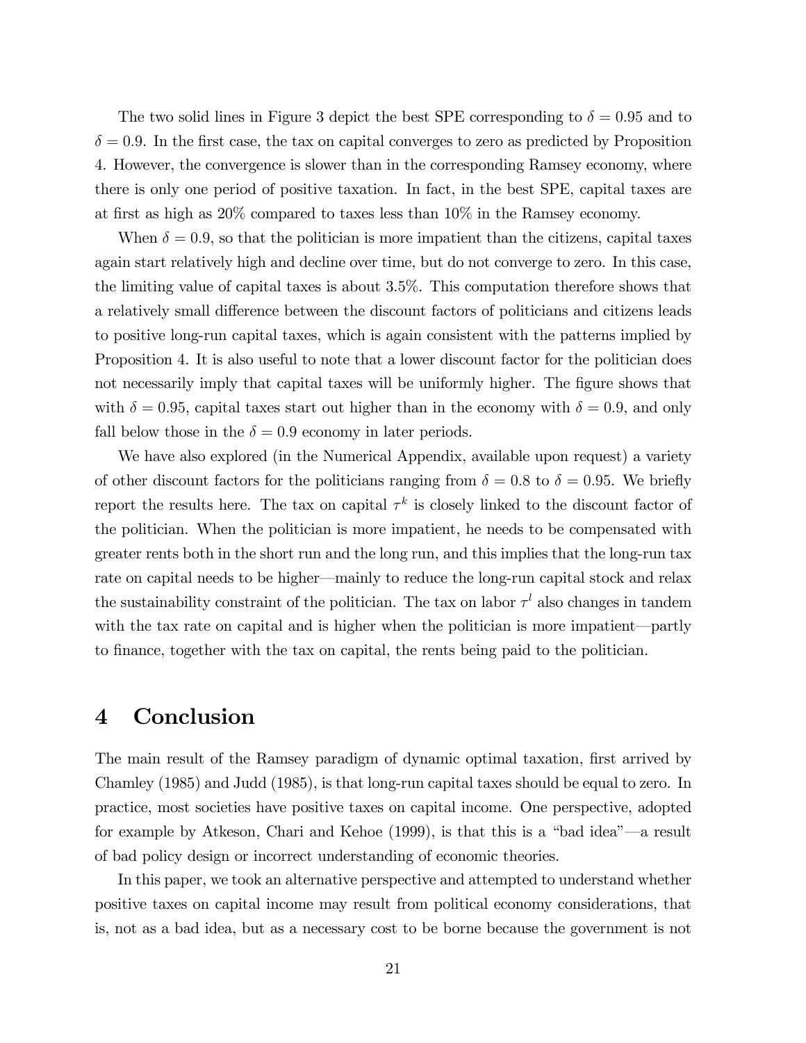The two solid lines in Figure 3 depict the best SPE corresponding to $\delta = 0.95$ and to $\delta = 0.9$. In the first case, the tax on capital converges to zero as predicted by Proposition 4. However, the convergence is slower than in the corresponding Ramsey economy, where there is only one period of positive taxation. In fact, in the best SPE, capital taxes are at first as high as 20% compared to taxes less than 10% in the Ramsey economy.

When $\delta = 0.9$, so that the politician is more impatient than the citizens, capital taxes again start relatively high and decline over time, but do not converge to zero. In this case, the limiting value of capital taxes is about 3.5%. This computation therefore shows that a relatively small difference between the discount factors of politicians and citizens leads to positive long-run capital taxes, which is again consistent with the patterns implied by Proposition 4. It is also useful to note that a lower discount factor for the politician does not necessarily imply that capital taxes will be uniformly higher. The figure shows that with $\delta = 0.95$, capital taxes start out higher than in the economy with $\delta = 0.9$, and only fall below those in the $\delta = 0.9$ economy in later periods.

We have also explored (in the Numerical Appendix, available upon request) a variety of other discount factors for the politicians ranging from $\delta = 0.8$ to $\delta = 0.95$. We briefly report the results here. The tax on capital $\tau^k$ is closely linked to the discount factor of the politician. When the politician is more impatient, he needs to be compensated with greater rents both in the short run and the long run, and this implies that the long-run tax rate on capital needs to be higher—mainly to reduce the long-run capital stock and relax the sustainability constraint of the politician. The tax on labor $\tau^l$ also changes in tandem with the tax rate on capital and is higher when the politician is more impatient—partly to finance, together with the tax on capital, the rents being paid to the politician.

# 4 Conclusion

The main result of the Ramsey paradigm of dynamic optimal taxation, first arrived by Chamley (1985) and Judd (1985), is that long-run capital taxes should be equal to zero. In practice, most societies have positive taxes on capital income. One perspective, adopted for example by Atkeson, Chari and Kehoe (1999), is that this is a "bad idea"—a result of bad policy design or incorrect understanding of economic theories.

In this paper, we took an alternative perspective and attempted to understand whether positive taxes on capital income may result from political economy considerations, that is, not as a bad idea, but as a necessary cost to be borne because the government is not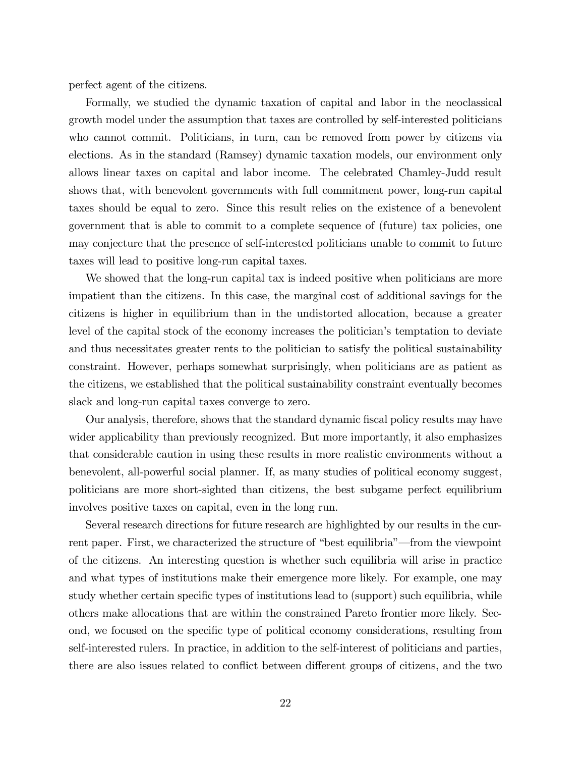perfect agent of the citizens.

Formally, we studied the dynamic taxation of capital and labor in the neoclassical growth model under the assumption that taxes are controlled by self-interested politicians who cannot commit. Politicians, in turn, can be removed from power by citizens via elections. As in the standard (Ramsey) dynamic taxation models, our environment only allows linear taxes on capital and labor income. The celebrated Chamley-Judd result shows that, with benevolent governments with full commitment power, long-run capital taxes should be equal to zero. Since this result relies on the existence of a benevolent government that is able to commit to a complete sequence of (future) tax policies, one may conjecture that the presence of self-interested politicians unable to commit to future taxes will lead to positive long-run capital taxes.

We showed that the long-run capital tax is indeed positive when politicians are more impatient than the citizens. In this case, the marginal cost of additional savings for the citizens is higher in equilibrium than in the undistorted allocation, because a greater level of the capital stock of the economy increases the politician's temptation to deviate and thus necessitates greater rents to the politician to satisfy the political sustainability constraint. However, perhaps somewhat surprisingly, when politicians are as patient as the citizens, we established that the political sustainability constraint eventually becomes slack and long-run capital taxes converge to zero.

Our analysis, therefore, shows that the standard dynamic fiscal policy results may have wider applicability than previously recognized. But more importantly, it also emphasizes that considerable caution in using these results in more realistic environments without a benevolent, all-powerful social planner. If, as many studies of political economy suggest, politicians are more short-sighted than citizens, the best subgame perfect equilibrium involves positive taxes on capital, even in the long run.

Several research directions for future research are highlighted by our results in the current paper. First, we characterized the structure of "best equilibria"—from the viewpoint of the citizens. An interesting question is whether such equilibria will arise in practice and what types of institutions make their emergence more likely. For example, one may study whether certain specific types of institutions lead to (support) such equilibria, while others make allocations that are within the constrained Pareto frontier more likely. Second, we focused on the specific type of political economy considerations, resulting from self-interested rulers. In practice, in addition to the self-interest of politicians and parties, there are also issues related to conflict between different groups of citizens, and the two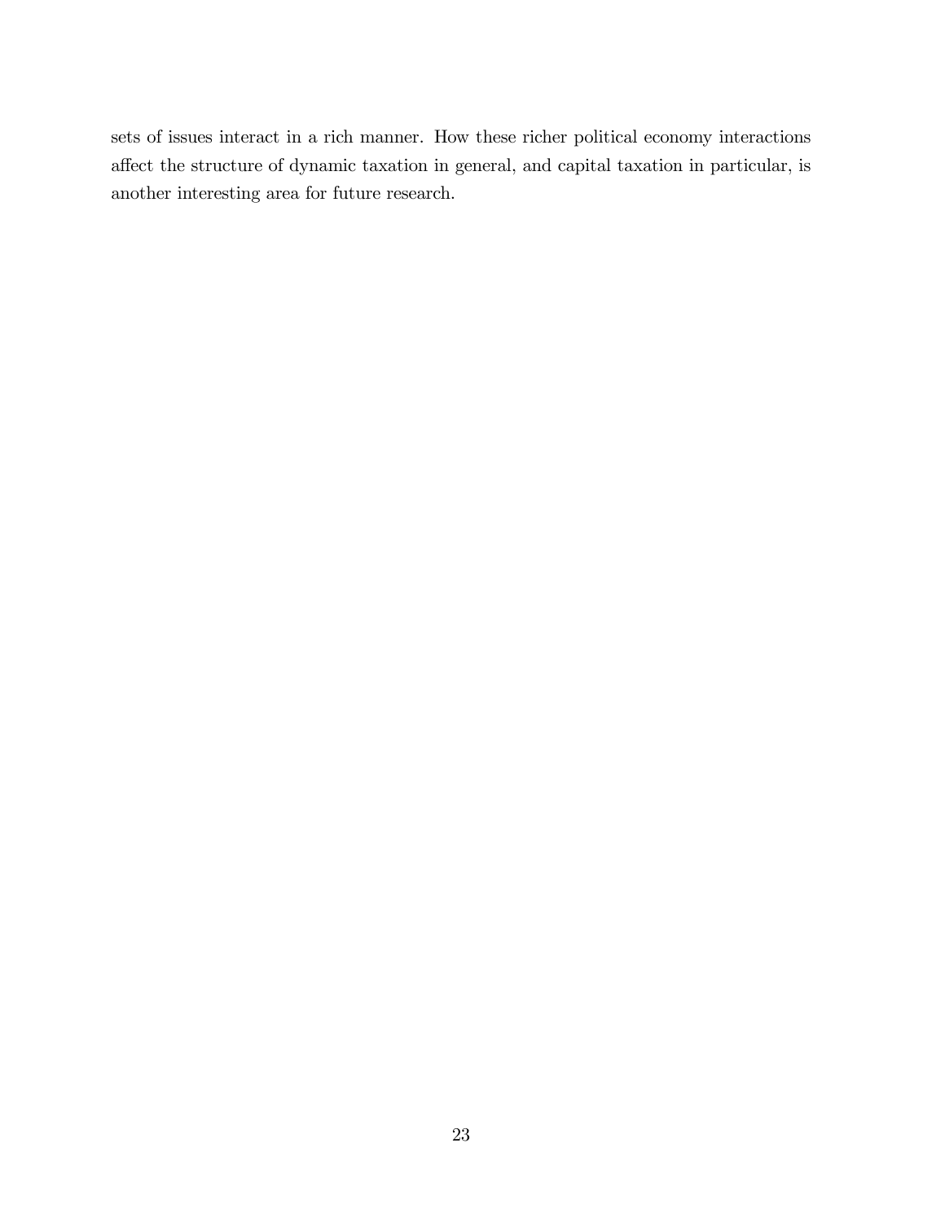sets of issues interact in a rich manner. How these richer political economy interactions affect the structure of dynamic taxation in general, and capital taxation in particular, is another interesting area for future research.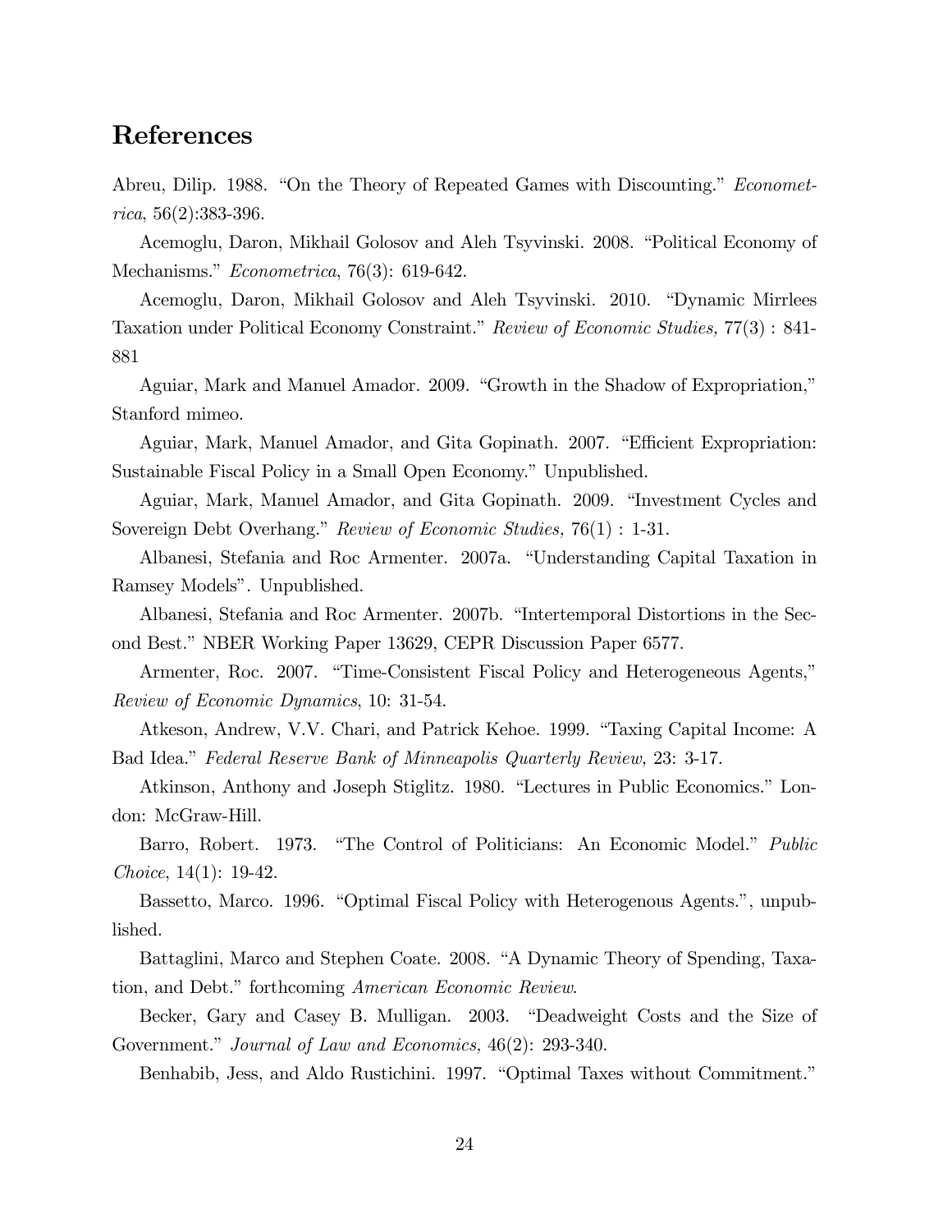# References

Abreu, Dilip. 1988. "On the Theory of Repeated Games with Discounting." *Econometrica*, 56(2):383-396.

Acemoglu, Daron, Mikhail Golosov and Aleh Tsyvinski. 2008. "Political Economy of Mechanisms." *Econometrica*, 76(3): 619-642.

Acemoglu, Daron, Mikhail Golosov and Aleh Tsyvinski. 2010. "Dynamic Mirrlees Taxation under Political Economy Constraint." *Review of Economic Studies,* 77(3) : 841-881

Aguiar, Mark and Manuel Amador. 2009. "Growth in the Shadow of Expropriation," Stanford mimeo.

Aguiar, Mark, Manuel Amador, and Gita Gopinath. 2007. "Efficient Expropriation: Sustainable Fiscal Policy in a Small Open Economy." Unpublished.

Aguiar, Mark, Manuel Amador, and Gita Gopinath. 2009. "Investment Cycles and Sovereign Debt Overhang." *Review of Economic Studies*, 76(1) : 1-31.

Albanesi, Stefania and Roc Armenter. 2007a. "Understanding Capital Taxation in Ramsey Models". Unpublished.

Albanesi, Stefania and Roc Armenter. 2007b. "Intertemporal Distortions in the Second Best." NBER Working Paper 13629, CEPR Discussion Paper 6577.

Armenter, Roc. 2007. "Time-Consistent Fiscal Policy and Heterogeneous Agents," *Review of Economic Dynamics*, 10: 31-54.

Atkeson, Andrew, V.V. Chari, and Patrick Kehoe. 1999. "Taxing Capital Income: A Bad Idea." *Federal Reserve Bank of Minneapolis Quarterly Review,* 23: 3-17.

Atkinson, Anthony and Joseph Stiglitz. 1980. "Lectures in Public Economics." London: McGraw-Hill.

Barro, Robert. 1973. "The Control of Politicians: An Economic Model." *Public Choice*, 14(1): 19-42.

Bassetto, Marco. 1996. "Optimal Fiscal Policy with Heterogenous Agents.", unpublished.

Battaglini, Marco and Stephen Coate. 2008. "A Dynamic Theory of Spending, Taxation, and Debt." forthcoming *American Economic Review*.

Becker, Gary and Casey B. Mulligan. 2003. "Deadweight Costs and the Size of Government." *Journal of Law and Economics,* 46(2): 293-340.

Benhabib, Jess, and Aldo Rustichini. 1997. "Optimal Taxes without Commitment."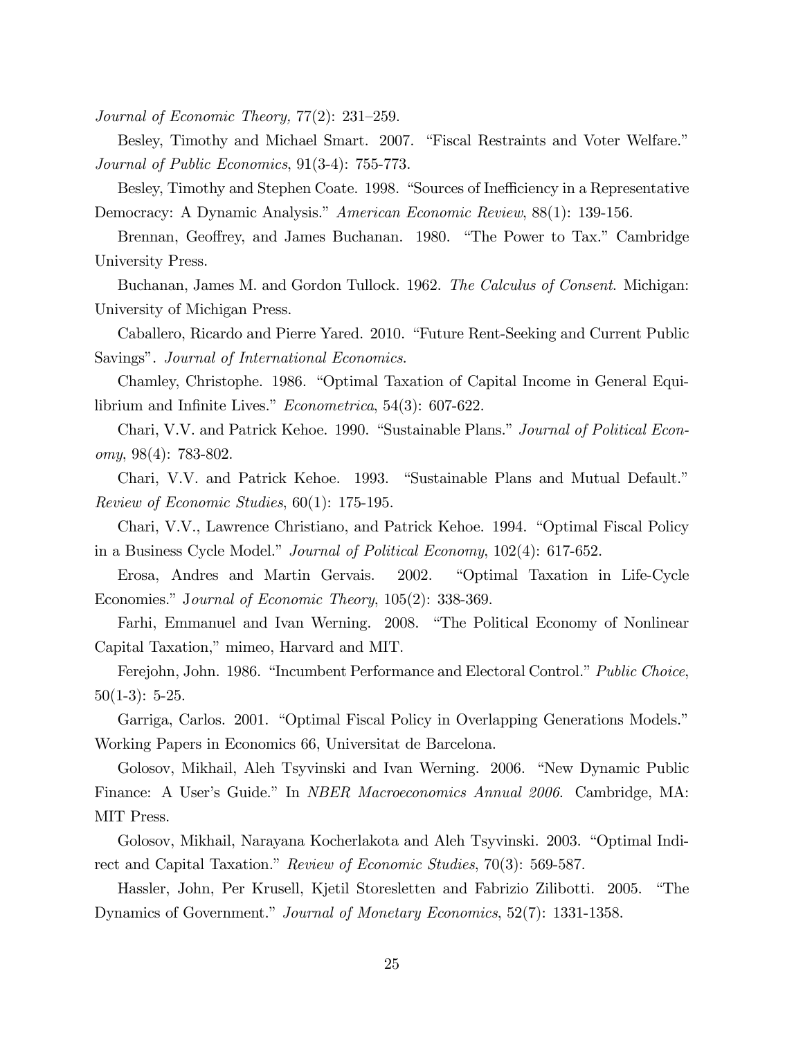*Journal of Economic Theory,* 77(2): 231–259.

Besley, Timothy and Michael Smart. 2007. "Fiscal Restraints and Voter Welfare." *Journal of Public Economics*, 91(3-4): 755-773.

Besley, Timothy and Stephen Coate. 1998. "Sources of Inefficiency in a Representative Democracy: A Dynamic Analysis." *American Economic Review*, 88(1): 139-156.

Brennan, Geoffrey, and James Buchanan. 1980. "The Power to Tax." Cambridge University Press.

Buchanan, James M. and Gordon Tullock. 1962. *The Calculus of Consent*. Michigan: University of Michigan Press.

Caballero, Ricardo and Pierre Yared. 2010. "Future Rent-Seeking and Current Public Savings". *Journal of International Economics*.

Chamley, Christophe. 1986. "Optimal Taxation of Capital Income in General Equilibrium and Infinite Lives." *Econometrica*, 54(3): 607-622.

Chari, V.V. and Patrick Kehoe. 1990. "Sustainable Plans." *Journal of Political Economy*, 98(4): 783-802.

Chari, V.V. and Patrick Kehoe. 1993. "Sustainable Plans and Mutual Default." *Review of Economic Studies*, 60(1): 175-195.

Chari, V.V., Lawrence Christiano, and Patrick Kehoe. 1994. "Optimal Fiscal Policy in a Business Cycle Model." *Journal of Political Economy*, 102(4): 617-652.

Erosa, Andres and Martin Gervais. 2002. "Optimal Taxation in Life-Cycle Economies." J*ournal of Economic Theory*, 105(2): 338-369.

Farhi, Emmanuel and Ivan Werning. 2008. "The Political Economy of Nonlinear Capital Taxation," mimeo, Harvard and MIT.

Ferejohn, John. 1986. "Incumbent Performance and Electoral Control." *Public Choice*, 50(1-3): 5-25.

Garriga, Carlos. 2001. "Optimal Fiscal Policy in Overlapping Generations Models." Working Papers in Economics 66, Universitat de Barcelona.

Golosov, Mikhail, Aleh Tsyvinski and Ivan Werning. 2006. "New Dynamic Public Finance: A User's Guide." In *NBER Macroeconomics Annual 2006*. Cambridge, MA: MIT Press.

Golosov, Mikhail, Narayana Kocherlakota and Aleh Tsyvinski. 2003. "Optimal Indirect and Capital Taxation." *Review of Economic Studies*, 70(3): 569-587.

Hassler, John, Per Krusell, Kjetil Storesletten and Fabrizio Zilibotti. 2005. "The Dynamics of Government." *Journal of Monetary Economics*, 52(7): 1331-1358.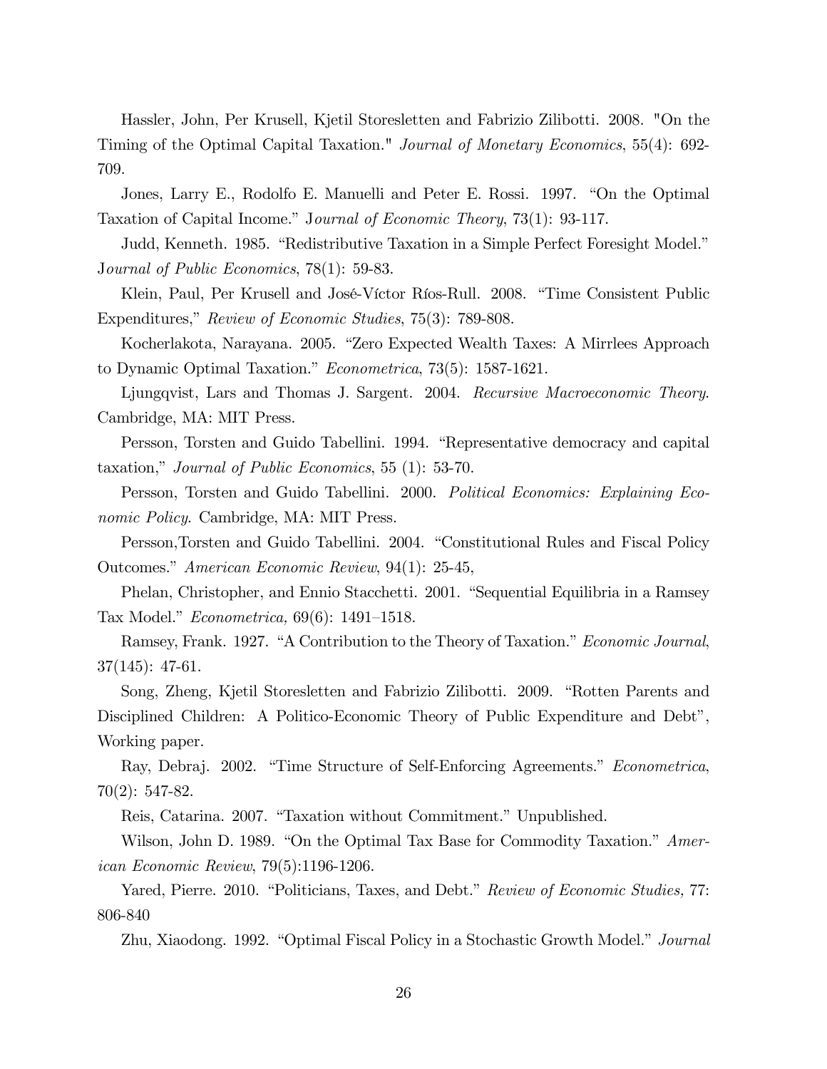Hassler, John, Per Krusell, Kjetil Storesletten and Fabrizio Zilibotti. 2008. "On the Timing of the Optimal Capital Taxation." *Journal of Monetary Economics*, 55(4): 692-709.

Jones, Larry E., Rodolfo E. Manuelli and Peter E. Rossi. 1997. "On the Optimal Taxation of Capital Income." *Journal of Economic Theory*, 73(1): 93-117.

Judd, Kenneth. 1985. "Redistributive Taxation in a Simple Perfect Foresight Model." *Journal of Public Economics*, 78(1): 59-83.

Klein, Paul, Per Krusell and José-Víctor Ríos-Rull. 2008. "Time Consistent Public Expenditures," *Review of Economic Studies*, 75(3): 789-808.

Kocherlakota, Narayana. 2005. "Zero Expected Wealth Taxes: A Mirrlees Approach to Dynamic Optimal Taxation." *Econometrica*, 73(5): 1587-1621.

Ljungqvist, Lars and Thomas J. Sargent. 2004. *Recursive Macroeconomic Theory*. Cambridge, MA: MIT Press.

Persson, Torsten and Guido Tabellini. 1994. "Representative democracy and capital taxation," *Journal of Public Economics*, 55 (1): 53-70.

Persson, Torsten and Guido Tabellini. 2000. *Political Economics: Explaining Economic Policy*. Cambridge, MA: MIT Press.

Persson,Torsten and Guido Tabellini. 2004. "Constitutional Rules and Fiscal Policy Outcomes." *American Economic Review*, 94(1): 25-45,

Phelan, Christopher, and Ennio Stacchetti. 2001. "Sequential Equilibria in a Ramsey Tax Model." *Econometrica*, 69(6): 1491–1518.

Ramsey, Frank. 1927. "A Contribution to the Theory of Taxation." *Economic Journal*, 37(145): 47-61.

Song, Zheng, Kjetil Storesletten and Fabrizio Zilibotti. 2009. "Rotten Parents and Disciplined Children: A Politico-Economic Theory of Public Expenditure and Debt", Working paper.

Ray, Debraj. 2002. "Time Structure of Self-Enforcing Agreements." *Econometrica*, 70(2): 547-82.

Reis, Catarina. 2007. "Taxation without Commitment." Unpublished.

Wilson, John D. 1989. "On the Optimal Tax Base for Commodity Taxation." *American Economic Review*, 79(5):1196-1206.

Yared, Pierre. 2010. "Politicians, Taxes, and Debt." *Review of Economic Studies*, 77: 806-840

Zhu, Xiaodong. 1992. "Optimal Fiscal Policy in a Stochastic Growth Model." *Journal*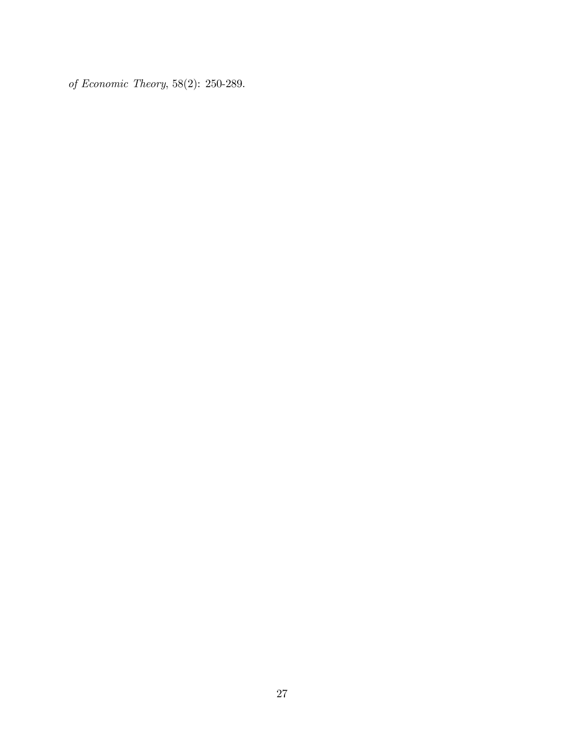*of Economic Theory*, 58(2): 250-289.